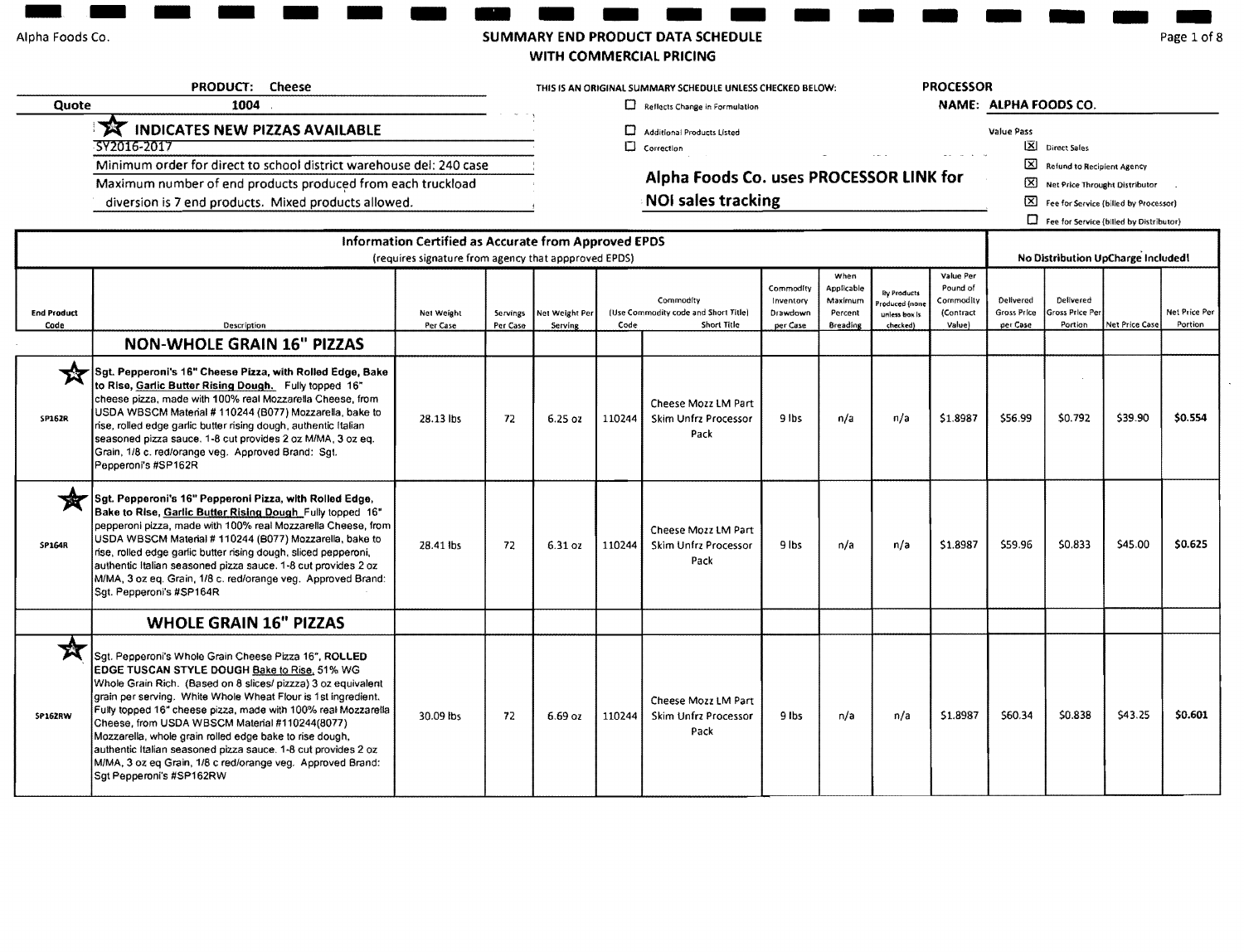Alpha Foods Co.

## SUMMARY END PRODUCT DATA SCHEDULE WITH COMMERCIAL PRICING

**PRODUCT:** Cheese

**Quote** 1004

★ **INDICATES NEW PIZZAS AVAILABLE**

SY2016-2017

Minimum order for direct to school district warehouse del: 240 case

Maximum number of end products produced from each truckload diversion is 7 end products. Mixed products allowed.

THIS IS AN ORIGINAL SUMMARY SCHEDULE UNLESS CHECKED BELOW:

- ☐ Reflects Change in Formulation
- ☐ Additional Products Listed
- ☐ Correction

**Alpha Foods Co. uses PROCESSOR LINK for NOI sales tracking**

**PROCESSOR NAME: ALPHA FOODS CO.**

Value Pass

- ☒ Direct Sales
- ☒ Refund to Recipient Agency
- ☒ Net Price Throught Distributor
- ☒ Fee for Service (billed by Processor)
- ☐ Fee for Service (billed by Distributor)

| Information Certified as Accurate from Approved EPDS (requires signature from agency that appproved EPDS) | | | | | | | | | | | No Distribution UpCharge Included! | | | |
|---|---|---|---|---|---|---|---|---|---|---|---|---|---|---|
| End Product Code | Description | Net Weight Per Case | Servings Per Case | Net Weight Per Serving | Commodity (Use Commodity code and Short Title) Code | Short Title | Commodity Inventory Drawdown per Case | When Applicable Maximum Percent Breading | By Products Produced (none unless box is checked) | Value Per Pound of Commodity (Contract Value) | Delivered Gross Price per Case | Delivered Gross Price Per Portion | Net Price Case | Net Price Per Portion |
| | **NON-WHOLE GRAIN 16" PIZZAS** | | | | | | | | | | | | | |
| ★ SP162R | Sgt. Pepperoni's 16" Cheese Pizza, with Rolled Edge, Bake to Rise, Garlic Butter Rising Dough. Fully topped 16" cheese pizza, made with 100% real Mozzarella Cheese, from USDA WBSCM Material # 110244 (B077) Mozzarella, bake to rise, rolled edge garlic butter rising dough, authentic Italian seasoned pizza sauce. 1-8 cut provides 2 oz M/MA, 3 oz eq. Grain, 1/8 c. red/orange veg. Approved Brand: Sgt. Pepperoni's #SP162R | 28.13 lbs | 72 | 6.25 oz | 110244 | Cheese Mozz LM Part Skim Unfrz Processor Pack | 9 lbs | n/a | n/a | $1.8987 | $56.99 | $0.792 | $39.90 | **$0.554** |
| ★ SP164R | Sgt. Pepperoni's 16" Pepperoni Pizza, with Rolled Edge, Bake to Rise, Garlic Butter Rising Dough Fully topped 16" pepperoni pizza, made with 100% real Mozzarella Cheese, from USDA WBSCM Material # 110244 (B077) Mozzarella, bake to rise, rolled edge garlic butter rising dough, sliced pepperoni, authentic Italian seasoned pizza sauce. 1-8 cut provides 2 oz M/MA, 3 oz eq. Grain, 1/8 c. red/orange veg. Approved Brand: Sgt. Pepperoni's #SP164R | 28.41 lbs | 72 | 6.31 oz | 110244 | Cheese Mozz LM Part Skim Unfrz Processor Pack | 9 lbs | n/a | n/a | $1.8987 | $59.96 | $0.833 | $45.00 | **$0.625** |
| | **WHOLE GRAIN 16" PIZZAS** | | | | | | | | | | | | | |
| ★ SP162RW | Sgt. Pepperoni's Whole Grain Cheese Pizza 16", ROLLED EDGE TUSCAN STYLE DOUGH Bake to Rise, 51% WG Whole Grain Rich. (Based on 8 slices/ pizzza) 3 oz equivalent grain per serving. White Whole Wheat Flour is 1st ingredient. Fully topped 16" cheese pizza, made with 100% real Mozzarella Cheese, from USDA WBSCM Material #110244(B077) Mozzarella, whole grain rolled edge bake to rise dough, authentic Italian seasoned pizza sauce. 1-8 cut provides 2 oz M/MA, 3 oz eq Grain, 1/8 c red/orange veg. Approved Brand: Sgt Pepperoni's #SP162RW | 30.09 lbs | 72 | 6.69 oz | 110244 | Cheese Mozz LM Part Skim Unfrz Processor Pack | 9 lbs | n/a | n/a | $1.8987 | $60.34 | $0.838 | $43.25 | **$0.601** |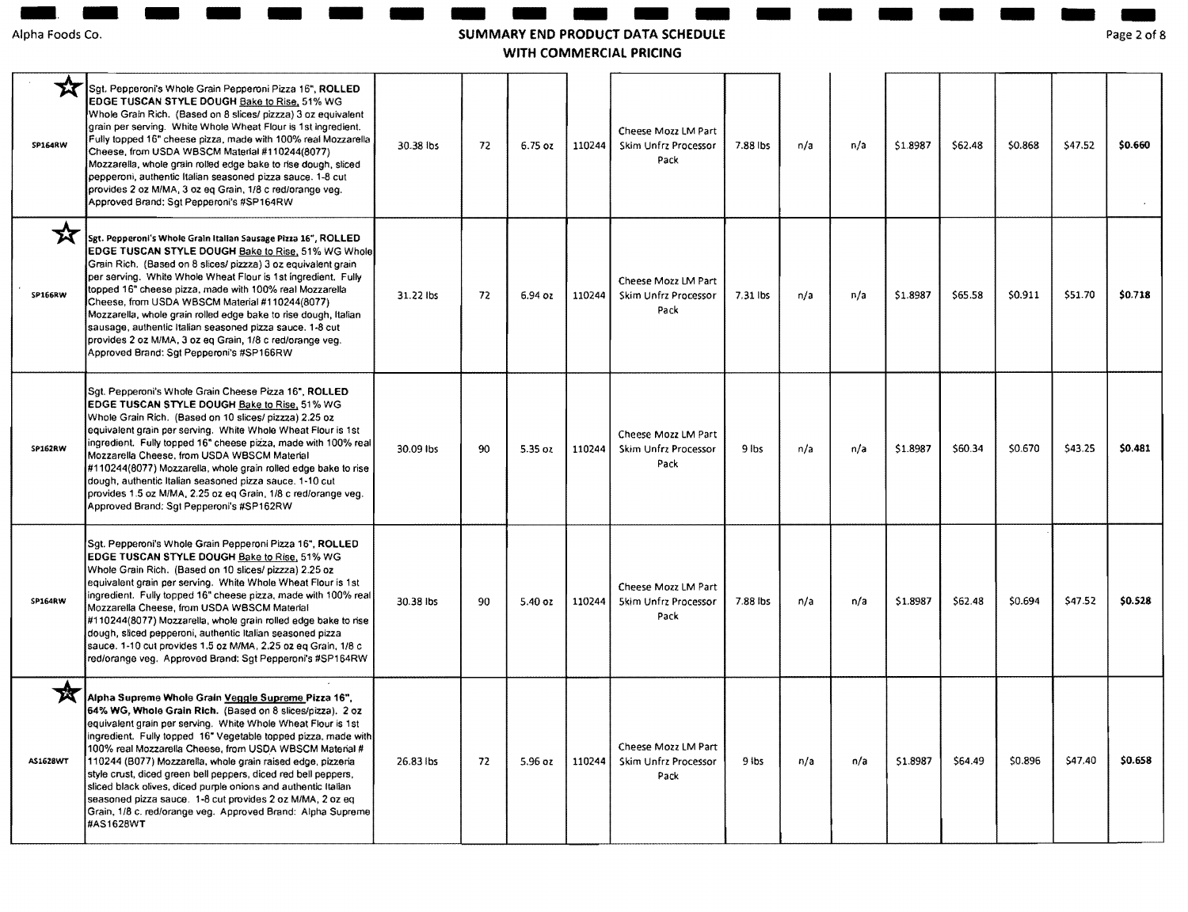# SUMMARY END PRODUCT DATA SCHEDULE
## WITH COMMERCIAL PRICING

| | | | | | | | | | | | | | | |
|---|---|---|---|---|---|---|---|---|---|---|---|---|---|---|
| ☆ SP164RW | Sgt. Pepperoni's Whole Grain Pepperoni Pizza 16", **ROLLED EDGE TUSCAN STYLE DOUGH** Bake to Rise, 51% WG Whole Grain Rich. (Based on 8 slices/ pizza) 3 oz equivalent grain per serving. White Whole Wheat Flour is 1st ingredient. Fully topped 16" cheese pizza, made with 100% real Mozzarella Cheese, from USDA WBSCM Material #110244(8077) Mozzarella, whole grain rolled edge bake to rise dough, sliced pepperoni, authentic Italian seasoned pizza sauce. 1-8 cut provides 2 oz M/MA, 3 oz eq Grain, 1/8 c red/orange veg. Approved Brand: Sgt Pepperoni's #SP164RW | 30.38 lbs | 72 | 6.75 oz | 110244 | Cheese Mozz LM Part Skim Unfrz Processor Pack | 7.88 lbs | n/a | n/a | $1.8987 | $62.48 | $0.868 | $47.52 | **$0.660** |
| ☆ SP166RW | Sgt. Pepperoni's Whole Grain Italian Sausage Pizza 16", **ROLLED EDGE TUSCAN STYLE DOUGH** Bake to Rise, 51% WG Whole Grain Rich. (Based on 8 slices/ pizzza) 3 oz equivalent grain per serving. White Whole Wheat Flour is 1st ingredient. Fully topped 16" cheese pizza, made with 100% real Mozzarella Cheese, from USDA WBSCM Material #110244(8077) Mozzarella, whole grain rolled edge bake to rise dough, Italian sausage, authentic Italian seasoned pizza sauce. 1-8 cut provides 2 oz M/MA, 3 oz eq Grain, 1/8 c red/orange veg. Approved Brand: Sgt Pepperoni's #SP166RW | 31.22 lbs | 72 | 6.94 oz | 110244 | Cheese Mozz LM Part Skim Unfrz Processor Pack | 7.31 lbs | n/a | n/a | $1.8987 | $65.58 | $0.911 | $51.70 | **$0.718** |
| SP162RW | Sgt. Pepperoni's Whole Grain Cheese Pizza 16", **ROLLED EDGE TUSCAN STYLE DOUGH** Bake to Rise, 51% WG Whole Grain Rich. (Based on 10 slices/ pizzza) 2.25 oz equivalent grain per serving. White Whole Wheat Flour is 1st ingredient. Fully topped 16" cheese pizza, made with 100% real Mozzarella Cheese, from USDA WBSCM Material #110244(8077) Mozzarella, whole grain rolled edge bake to rise dough, authentic Italian seasoned pizza sauce. 1-10 cut provides 1.5 oz M/MA, 2.25 oz eq Grain, 1/8 c red/orange veg. Approved Brand: Sgt Pepperoni's #SP162RW | 30.09 lbs | 90 | 5.35 oz | 110244 | Cheese Mozz LM Part Skim Unfrz Processor Pack | 9 lbs | n/a | n/a | $1.8987 | $60.34 | $0.670 | $43.25 | **$0.481** |
| SP164RW | Sgt. Pepperoni's Whole Grain Pepperoni Pizza 16", **ROLLED EDGE TUSCAN STYLE DOUGH** Bake to Rise, 51% WG Whole Grain Rich. (Based on 10 slices/ pizzza) 2.25 oz equivalent grain per serving. White Whole Wheat Flour is 1st ingredient. Fully topped 16" cheese pizza, made with 100% real Mozzarella Cheese, from USDA WBSCM Material #110244(8077) Mozzarella, whole grain rolled edge bake to rise dough, sliced pepperoni, authentic Italian seasoned pizza sauce. 1-10 cut provides 1.5 oz M/MA, 2.25 oz eq Grain, 1/8 c red/orange veg. Approved Brand: Sgt Pepperoni's #SP164RW | 30.38 lbs | 90 | 5.40 oz | 110244 | Cheese Mozz LM Part Skim Unfrz Processor Pack | 7.88 lbs | n/a | n/a | $1.8987 | $62.48 | $0.694 | $47.52 | **$0.528** |
| ☆ AS1628WT | **Alpha Supreme Whole Grain Veggie Supreme Pizza 16", 64% WG, Whole Grain Rich.** (Based on 8 slices/pizza). 2 oz equivalent grain per serving. White Whole Wheat Flour is 1st ingredient. Fully topped 16" Vegetable topped pizza, made with 100% real Mozzarella Cheese, from USDA WBSCM Material # 110244 (B077) Mozzarella, whole grain raised edge, pizzeria style crust, diced green bell peppers, diced red bell peppers, sliced black olives, diced purple onions and authentic Italian seasoned pizza sauce. 1-8 cut provides 2 oz M/MA, 2 oz eq Grain, 1/8 c. red/orange veg. Approved Brand: Alpha Supreme #AS1628WT | 26.83 lbs | 72 | 5.96 oz | 110244 | Cheese Mozz LM Part Skim Unfrz Processor Pack | 9 lbs | n/a | n/a | $1.8987 | $64.49 | $0.896 | $47.40 | **$0.658** |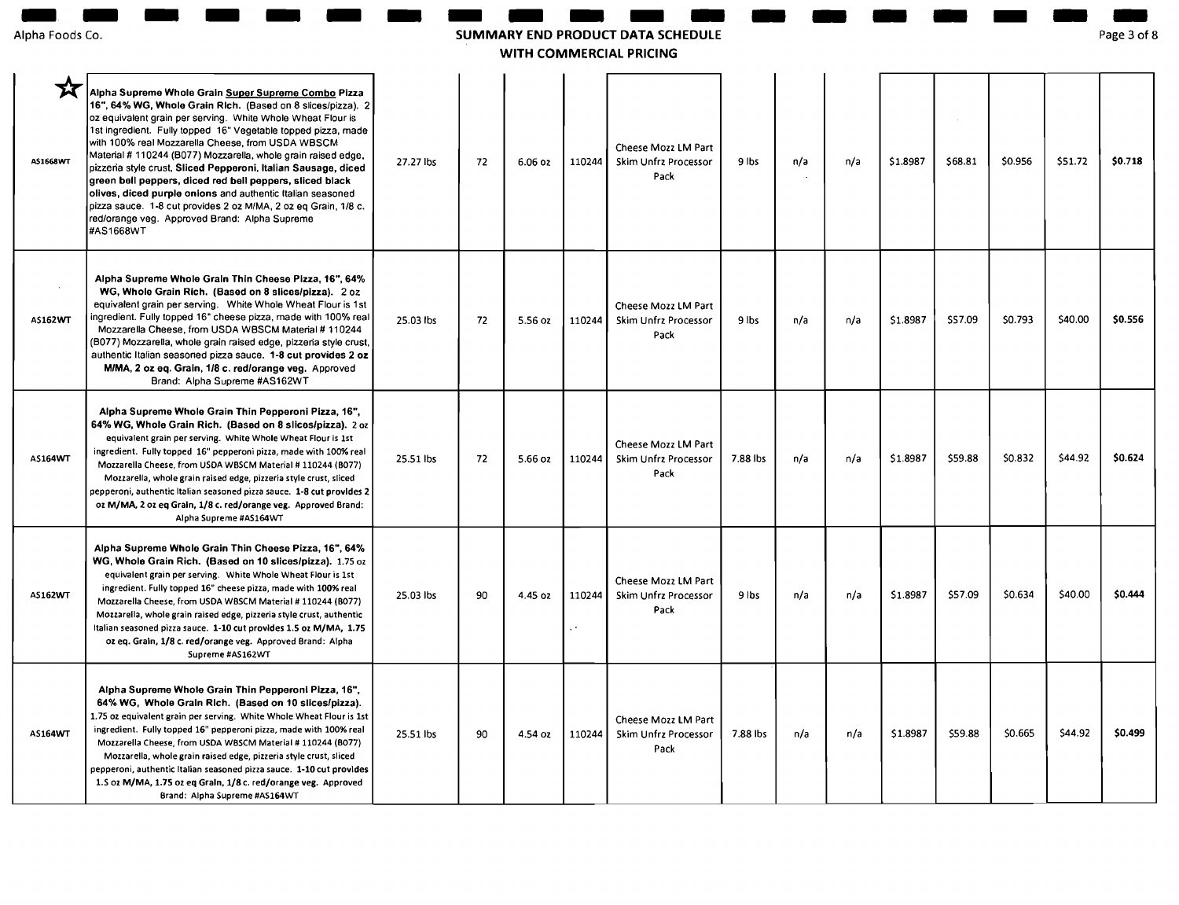## SUMMARY END PRODUCT DATA SCHEDULE WITH COMMERCIAL PRICING

| | | | | | | | | | | | | | | |
|---|---|---|---|---|---|---|---|---|---|---|---|---|---|---|
| ☆ AS1668WT | **Alpha Supreme Whole Grain Super Supreme Combo Pizza 16", 64% WG, Whole Grain Rich.** (Based on 8 slices/pizza). 2 oz equivalent grain per serving. White Whole Wheat Flour is 1st ingredient. Fully topped 16" Vegetable topped pizza, made with 100% real Mozzarella Cheese, from USDA WBSCM Material # 110244 (B077) Mozzarella, whole grain raised edge, pizzeria style crust, **Sliced Pepperoni, Italian Sausage, diced green bell peppers, diced red bell peppers, sliced black olives, diced purple onions** and authentic Italian seasoned pizza sauce. 1-8 cut provides 2 oz M/MA, 2 oz eq Grain, 1/8 c. red/orange veg. Approved Brand: Alpha Supreme #AS1668WT | 27.27 lbs | 72 | 6.06 oz | 110244 | Cheese Mozz LM Part Skim Unfrz Processor Pack | 9 lbs | n/a | n/a | $1.8987 | $68.81 | $0.956 | $51.72 | **$0.718** |
| AS162WT | **Alpha Supreme Whole Grain Thin Cheese Pizza, 16", 64% WG, Whole Grain Rich. (Based on 8 slices/pizza).** 2 oz equivalent grain per serving. White Whole Wheat Flour is 1st ingredient. Fully topped 16" cheese pizza, made with 100% real Mozzarella Cheese, from USDA WBSCM Material # 110244 (B077) Mozzarella, whole grain raised edge, pizzeria style crust, authentic Italian seasoned pizza sauce. **1-8 cut provides 2 oz M/MA, 2 oz eq. Grain, 1/8 c. red/orange veg.** Approved Brand: Alpha Supreme #AS162WT | 25.03 lbs | 72 | 5.56 oz | 110244 | Cheese Mozz LM Part Skim Unfrz Processor Pack | 9 lbs | n/a | n/a | $1.8987 | $57.09 | $0.793 | $40.00 | **$0.556** |
| AS164WT | **Alpha Supreme Whole Grain Thin Pepperoni Pizza, 16", 64% WG, Whole Grain Rich. (Based on 8 slices/pizza).** 2 oz equivalent grain per serving. White Whole Wheat Flour is 1st ingredient. Fully topped 16" pepperoni pizza, made with 100% real Mozzarella Cheese, from USDA WBSCM Material # 110244 (B077) Mozzarella, whole grain raised edge, pizzeria style crust, sliced pepperoni, authentic Italian seasoned pizza sauce. **1-8 cut provides 2 oz M/MA, 2 oz eq Grain, 1/8 c. red/orange veg.** Approved Brand: Alpha Supreme #AS164WT | 25.51 lbs | 72 | 5.66 oz | 110244 | Cheese Mozz LM Part Skim Unfrz Processor Pack | 7.88 lbs | n/a | n/a | $1.8987 | $59.88 | $0.832 | $44.92 | **$0.624** |
| AS162WT | **Alpha Supreme Whole Grain Thin Cheese Pizza, 16", 64% WG, Whole Grain Rich. (Based on 10 slices/pizza).** 1.75 oz equivalent grain per serving. White Whole Wheat Flour is 1st ingredient. Fully topped 16" cheese pizza, made with 100% real Mozzarella Cheese, from USDA WBSCM Material # 110244 (B077) Mozzarella, whole grain raised edge, pizzeria style crust, authentic Italian seasoned pizza sauce. **1-10 cut provides 1.5 oz M/MA, 1.75 oz eq. Grain, 1/8 c. red/orange veg.** Approved Brand: Alpha Supreme #AS162WT | 25.03 lbs | 90 | 4.45 oz | 110244 | Cheese Mozz LM Part Skim Unfrz Processor Pack | 9 lbs | n/a | n/a | $1.8987 | $57.09 | $0.634 | $40.00 | **$0.444** |
| AS164WT | **Alpha Supreme Whole Grain Thin Pepperoni Pizza, 16", 64% WG, Whole Grain Rich. (Based on 10 slices/pizza).** 1.75 oz equivalent grain per serving. White Whole Wheat Flour is 1st ingredient. Fully topped 16" pepperoni pizza, made with 100% real Mozzarella Cheese, from USDA WBSCM Material # 110244 (B077) Mozzarella, whole grain raised edge, pizzeria style crust, sliced pepperoni, authentic Italian seasoned pizza sauce. **1-10 cut provides 1.5 oz M/MA, 1.75 oz eq Grain, 1/8 c. red/orange veg.** Approved Brand: Alpha Supreme #AS164WT | 25.51 lbs | 90 | 4.54 oz | 110244 | Cheese Mozz LM Part Skim Unfrz Processor Pack | 7.88 lbs | n/a | n/a | $1.8987 | $59.88 | $0.665 | $44.92 | **$0.499** |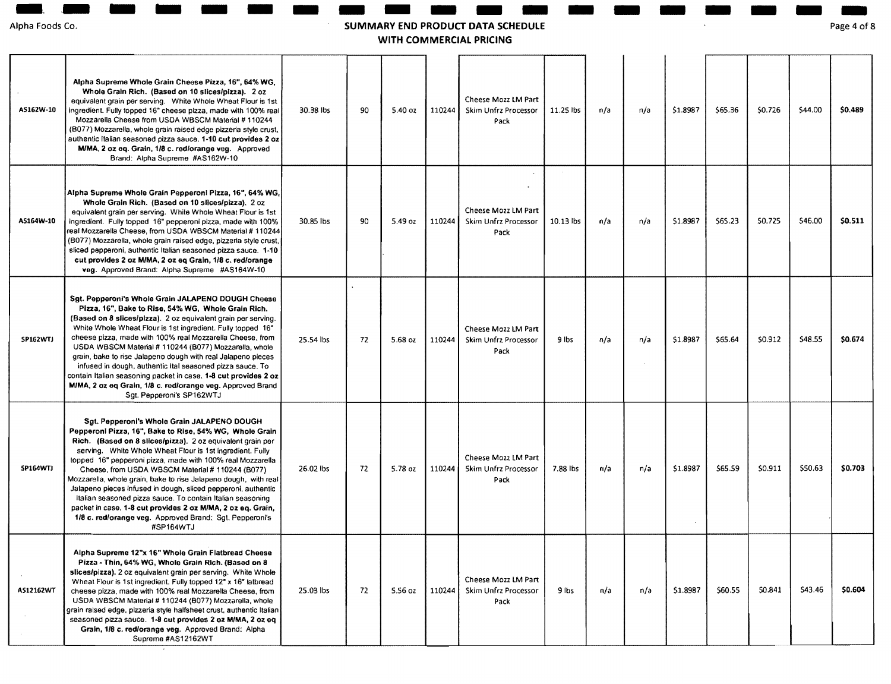# SUMMARY END PRODUCT DATA SCHEDULE WITH COMMERCIAL PRICING

Alpha Foods Co.

| | | | | | | | | | | | | | | |
|---|---|---|---|---|---|---|---|---|---|---|---|---|---|---|
| AS162W-10 | **Alpha Supreme Whole Grain Cheese Pizza, 16", 64% WG, Whole Grain Rich. (Based on 10 slices/pizza).** 2 oz equivalent grain per serving. White Whole Wheat Flour is 1st ingredient. Fully topped 16" cheese pizza, made with 100% real Mozzarella Cheese from USDA WBSCM Material # 110244 (B077) Mozzarella, whole grain raised edge pizzeria style crust, authentic Italian seasoned pizza sauce. **1-10 cut provides 2 oz M/MA, 2 oz eq. Grain, 1/8 c. red/orange veg.** Approved Brand: Alpha Supreme #AS162W-10 | 30.38 lbs | 90 | 5.40 oz | 110244 | Cheese Mozz LM Part Skim Unfrz Processor Pack | 11.25 lbs | n/a | n/a | $1.8987 | $65.36 | $0.726 | $44.00 | **$0.489** |
| AS164W-10 | **Alpha Supreme Whole Grain Pepperoni Pizza, 16", 64% WG, Whole Grain Rich. (Based on 10 slices/pizza).** 2 oz equivalent grain per serving. White Whole Wheat Flour is 1st ingredient. Fully topped 16" pepperoni pizza, made with 100% real Mozzarella Cheese, from USDA WBSCM Material # 110244 (B077) Mozzarella, whole grain raised edge, pizzeria style crust, sliced pepperoni, authentic Italian seasoned pizza sauce. **1-10 cut provides 2 oz M/MA, 2 oz eq Grain, 1/8 c. red/orange veg.** Approved Brand: Alpha Supreme #AS164W-10 | 30.85 lbs | 90 | 5.49 oz | 110244 | Cheese Mozz LM Part Skim Unfrz Processor Pack | 10.13 lbs | n/a | n/a | $1.8987 | $65.23 | $0.725 | $46.00 | **$0.511** |
| SP162WTJ | **Sgt. Pepperoni's Whole Grain JALAPENO DOUGH Cheese Pizza, 16", Bake to Rise, 54% WG, Whole Grain Rich. (Based on 8 slices/pizza).** 2 oz equivalent grain per serving. White Whole Wheat Flour is 1st ingredient. Fully topped 16" cheese pizza, made with 100% real Mozzarella Cheese, from USDA WBSCM Material # 110244 (B077) Mozzarella, whole grain, bake to rise Jalapeno dough with real Jalapeno pieces infused in dough, authentic Ital seasoned pizza sauce. To contain Italian seasoning packet in case. **1-8 cut provides 2 oz M/MA, 2 oz eq Grain, 1/8 c. red/orange veg.** Approved Brand Sgt. Pepperoni's SP162WTJ | 25.54 lbs | 72 | 5.68 oz | 110244 | Cheese Mozz LM Part Skim Unfrz Processor Pack | 9 lbs | n/a | n/a | $1.8987 | $65.64 | $0.912 | $48.55 | **$0.674** |
| SP164WTJ | **Sgt. Pepperoni's Whole Grain JALAPENO DOUGH Pepperoni Pizza, 16", Bake to Rise, 54% WG, Whole Grain Rich. (Based on 8 slices/pizza).** 2 oz equivalent grain per serving. White Whole Wheat Flour is 1st ingredient. Fully topped 16" pepperoni pizza, made with 100% real Mozzarella Cheese, from USDA WBSCM Material # 110244 (B077) Mozzarella, whole grain, bake to rise Jalapeno dough, with real Jalapeno pieces infused in dough, sliced pepperoni, authentic Italian seasoned pizza sauce. To contain Italian seasoning packet in case. **1-8 cut provides 2 oz M/MA, 2 oz eq. Grain, 1/8 c. red/orange veg.** Approved Brand: Sgt. Pepperoni's #SP164WTJ | 26.02 lbs | 72 | 5.78 oz | 110244 | Cheese Mozz LM Part Skim Unfrz Processor Pack | 7.88 lbs | n/a | n/a | $1.8987 | $65.59 | $0.911 | $50.63 | **$0.703** |
| AS12162WT | **Alpha Supreme 12"x 16" Whole Grain Flatbread Cheese Pizza - Thin, 64% WG, Whole Grain Rich. (Based on 8 slices/pizza).** 2 oz equivalent grain per serving. White Whole Wheat Flour is 1st ingredient. Fully topped 12" x 16" latbread cheese pizza, made with 100% real Mozzarella Cheese, from USDA WBSCM Material # 110244 (B077) Mozzarella, whole grain raised edge, pizzeria style halfsheet crust, authentic Italian seasoned pizza sauce. **1-8 cut provides 2 oz M/MA, 2 oz eq Grain, 1/8 c. red/orange veg.** Approved Brand: Alpha Supreme #AS12162WT | 25.03 lbs | 72 | 5.56 oz | 110244 | Cheese Mozz LM Part Skim Unfrz Processor Pack | 9 lbs | n/a | n/a | $1.8987 | $60.55 | $0.841 | $43.46 | **$0.604** |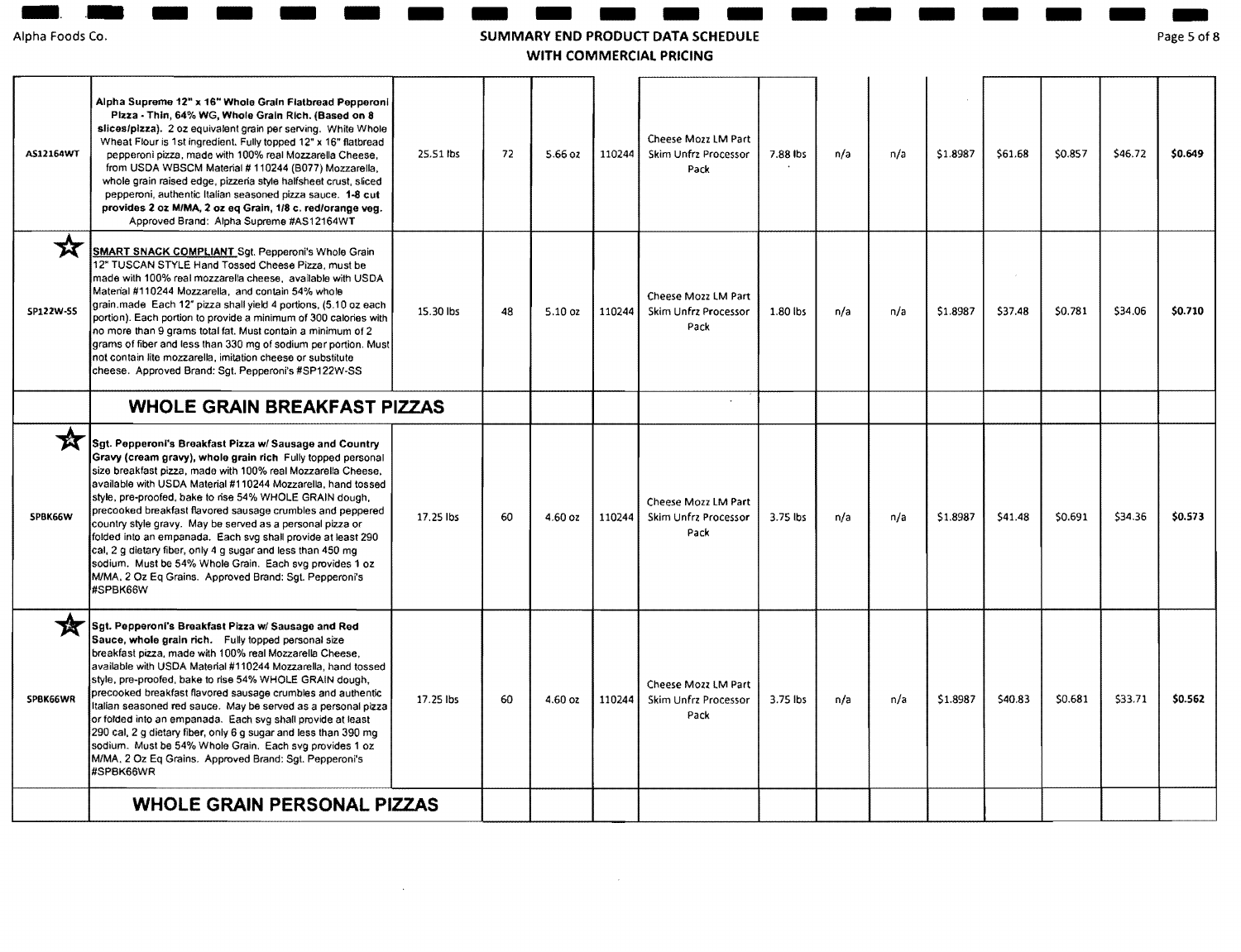## SUMMARY END PRODUCT DATA SCHEDULE WITH COMMERCIAL PRICING

| | | | | | | | | | | | | | | | |
|---|---|---|---|---|---|---|---|---|---|---|---|---|---|---|---|
| AS12164WT | **Alpha Supreme 12" x 16" Whole Grain Flatbread Pepperoni Pizza - Thin, 64% WG, Whole Grain Rich. (Based on 8 slices/pizza).** 2 oz equivalent grain per serving. White Whole Wheat Flour is 1st ingredient. Fully topped 12" x 16" flatbread pepperoni pizza, made with 100% real Mozzarella Cheese, from USDA WBSCM Material # 110244 (B077) Mozzarella, whole grain raised edge, pizzeria style halfsheet crust, sliced pepperoni, authentic Italian seasoned pizza sauce. **1-8 cut provides 2 oz M/MA, 2 oz eq Grain, 1/8 c. red/orange veg.** Approved Brand: Alpha Supreme #AS12164WT | 25.51 lbs | 72 | 5.66 oz | 110244 | Cheese Mozz LM Part Skim Unfrz Processor Pack | 7.88 lbs | n/a | n/a | $1.8987 | $61.68 | $0.857 | $46.72 | **$0.649** |
| ☆ SP122W-SS | **SMART SNACK COMPLIANT** Sgt. Pepperoni's Whole Grain 12" TUSCAN STYLE Hand Tossed Cheese Pizza, must be made with 100% real mozzarella cheese, available with USDA Material #110244 Mozzarella, and contain 54% whole grain.made Each 12" pizza shall yield 4 portions, (5.10 oz each portion). Each portion to provide a minimum of 300 calories with no more than 9 grams total fat. Must contain a minimum of 2 grams of fiber and less than 330 mg of sodium per portion. Must not contain lite mozzarella, imitation cheese or substitute cheese. Approved Brand: Sgt. Pepperoni's #SP122W-SS | 15.30 lbs | 48 | 5.10 oz | 110244 | Cheese Mozz LM Part Skim Unfrz Processor Pack | 1.80 lbs | n/a | n/a | $1.8987 | $37.48 | $0.781 | $34.06 | **$0.710** |
| | **WHOLE GRAIN BREAKFAST PIZZAS** | | | | | | | | | | | | | | |
| ☆ SPBK66W | **Sgt. Pepperoni's Breakfast Pizza w/ Sausage and Country Gravy (cream gravy), whole grain rich** Fully topped personal size breakfast pizza, made with 100% real Mozzarella Cheese, available with USDA Material #110244 Mozzarella, hand tossed style, pre-proofed, bake to rise 54% WHOLE GRAIN dough, precooked breakfast flavored sausage crumbles and peppered country style gravy. May be served as a personal pizza or folded into an empanada. Each svg shall provide at least 290 cal, 2 g dietary fiber, only 4 g sugar and less than 450 mg sodium. Must be 54% Whole Grain. Each svg provides 1 oz M/MA, 2 Oz Eq Grains. Approved Brand: Sgt. Pepperoni's #SPBK66W | 17.25 lbs | 60 | 4.60 oz | 110244 | Cheese Mozz LM Part Skim Unfrz Processor Pack | 3.75 lbs | n/a | n/a | $1.8987 | $41.48 | $0.691 | $34.36 | **$0.573** |
| ☆ SPBK66WR | **Sgt. Pepperoni's Breakfast Pizza w/ Sausage and Red Sauce, whole grain rich.** Fully topped personal size breakfast pizza, made with 100% real Mozzarella Cheese, available with USDA Material #110244 Mozzarella, hand tossed style, pre-proofed, bake to rise 54% WHOLE GRAIN dough, precooked breakfast flavored sausage crumbles and authentic Italian seasoned red sauce. May be served as a personal pizza or folded into an empanada. Each svg shall provide at least 290 cal, 2 g dietary fiber, only 6 g sugar and less than 390 mg sodium. Must be 54% Whole Grain. Each svg provides 1 oz M/MA, 2 Oz Eq Grains. Approved Brand: Sgt. Pepperoni's #SPBK66WR | 17.25 lbs | 60 | 4.60 oz | 110244 | Cheese Mozz LM Part Skim Unfrz Processor Pack | 3.75 lbs | n/a | n/a | $1.8987 | $40.83 | $0.681 | $33.71 | **$0.562** |
| | **WHOLE GRAIN PERSONAL PIZZAS** | | | | | | | | | | | | | | |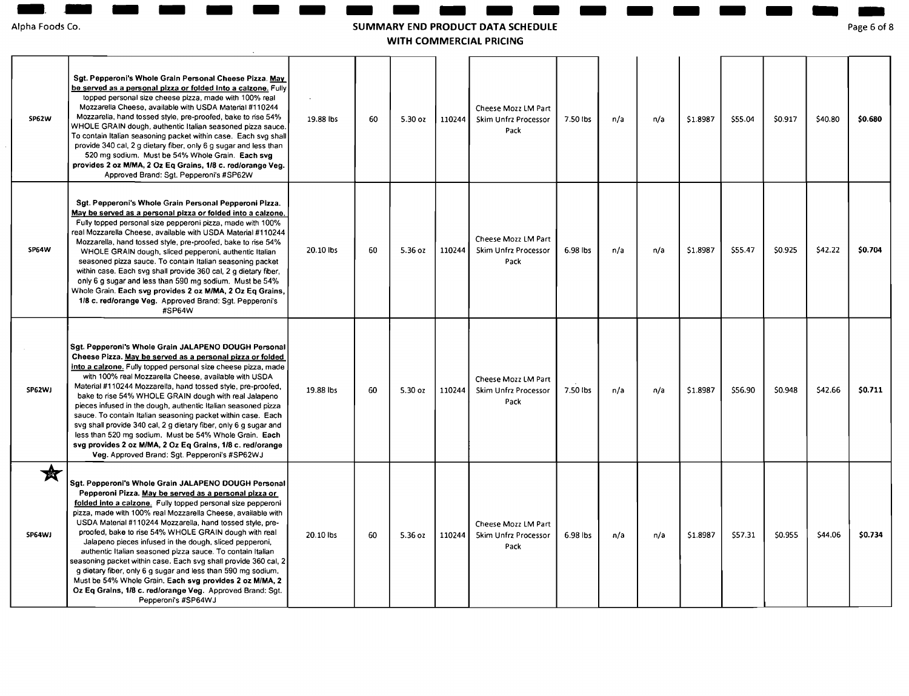## SUMMARY END PRODUCT DATA SCHEDULE WITH COMMERCIAL PRICING

| | | | | | | | | | | | | | | |
|---|---|---|---|---|---|---|---|---|---|---|---|---|---|---|
| SP62W | **Sgt. Pepperoni's Whole Grain Personal Cheese Pizza. May be served as a personal pizza or folded into a calzone.** Fully topped personal size cheese pizza, made with 100% real Mozzarella Cheese, available with USDA Material #110244 Mozzarella, hand tossed style, pre-proofed, bake to rise 54% WHOLE GRAIN dough, authentic Italian seasoned pizza sauce. To contain Italian seasoning packet within case. Each svg shall provide 340 cal, 2 g dietary fiber, only 6 g sugar and less than 520 mg sodium. Must be 54% Whole Grain. **Each svg provides 2 oz M/MA, 2 Oz Eq Grains, 1/8 c. red/orange Veg.** Approved Brand: Sgt. Pepperoni's #SP62W | 19.88 lbs | 60 | 5.30 oz | 110244 | Cheese Mozz LM Part Skim Unfrz Processor Pack | 7.50 lbs | n/a | n/a | $1.8987 | $55.04 | $0.917 | $40.80 | **$0.680** |
| SP64W | **Sgt. Pepperoni's Whole Grain Personal Pepperoni Pizza. May be served as a personal pizza or folded into a calzone.** Fully topped personal size pepperoni pizza, made with 100% real Mozzarella Cheese, available with USDA Material #110244 Mozzarella, hand tossed style, pre-proofed, bake to rise 54% WHOLE GRAIN dough, sliced pepperoni, authentic Italian seasoned pizza sauce. To contain Italian seasoning packet within case. Each svg shall provide 360 cal, 2 g dietary fiber, only 6 g sugar and less than 590 mg sodium. Must be 54% Whole Grain. **Each svg provides 2 oz M/MA, 2 Oz Eq Grains, 1/8 c. red/orange Veg.** Approved Brand: Sgt. Pepperoni's #SP64W | 20.10 lbs | 60 | 5.36 oz | 110244 | Cheese Mozz LM Part Skim Unfrz Processor Pack | 6.98 lbs | n/a | n/a | $1.8987 | $55.47 | $0.925 | $42.22 | **$0.704** |
| SP62WJ | **Sgt. Pepperoni's Whole Grain JALAPENO DOUGH Personal Cheese Pizza. May be served as a personal pizza or folded into a calzone.** Fully topped personal size cheese pizza, made with 100% real Mozzarella Cheese, available with USDA Material #110244 Mozzarella, hand tossed style, pre-proofed, bake to rise 54% WHOLE GRAIN dough with real Jalapeno pieces infused in the dough, authentic Italian seasoned pizza sauce. To contain Italian seasoning packet within case. Each svg shall provide 340 cal, 2 g dietary fiber, only 6 g sugar and less than 520 mg sodium. Must be 54% Whole Grain. **Each svg provides 2 oz M/MA, 2 Oz Eq Grains, 1/8 c. red/orange Veg.** Approved Brand: Sgt. Pepperoni's #SP62WJ | 19.88 lbs | 60 | 5.30 oz | 110244 | Cheese Mozz LM Part Skim Unfrz Processor Pack | 7.50 lbs | n/a | n/a | $1.8987 | $56.90 | $0.948 | $42.66 | **$0.711** |
| SP64WJ | **Sgt. Pepperoni's Whole Grain JALAPENO DOUGH Personal Pepperoni Pizza. May be served as a personal pizza or folded into a calzone.** Fully topped personal size pepperoni pizza, made with 100% real Mozzarella Cheese, available with USDA Material #110244 Mozzarella, hand tossed style, pre-proofed, bake to rise 54% WHOLE GRAIN dough with real Jalapeno pieces infused in the dough, sliced pepperoni, authentic Italian seasoned pizza sauce. To contain Italian seasoning packet within case. Each svg shall provide 360 cal, 2 g dietary fiber, only 6 g sugar and less than 590 mg sodium. Must be 54% Whole Grain. **Each svg provides 2 oz M/MA, 2 Oz Eq Grains, 1/8 c. red/orange Veg.** Approved Brand: Sgt. Pepperoni's #SP64WJ | 20.10 lbs | 60 | 5.36 oz | 110244 | Cheese Mozz LM Part Skim Unfrz Processor Pack | 6.98 lbs | n/a | n/a | $1.8987 | $57.31 | $0.955 | $44.06 | **$0.734** |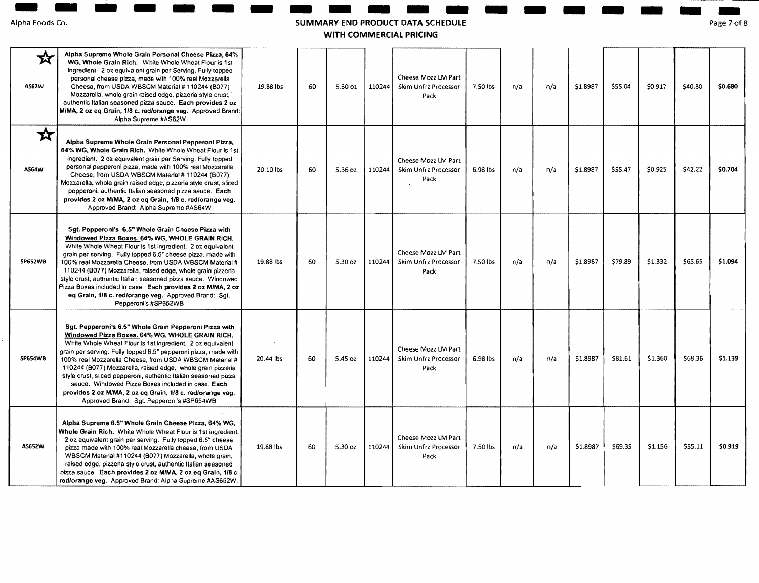## SUMMARY END PRODUCT DATA SCHEDULE WITH COMMERCIAL PRICING

Alpha Foods Co.

| | | | | | | | | | | | | | | |
|---|---|---|---|---|---|---|---|---|---|---|---|---|---|---|
| ☆ AS62W | **Alpha Supreme Whole Grain Personal Cheese Pizza, 64% WG, Whole Grain Rich.** White Whole Wheat Flour is 1st ingredient. 2 oz equivalent grain per Serving. Fully topped personal cheese pizza, made with 100% real Mozzarella Cheese, from USDA WBSCM Material # 110244 (B077) Mozzarella, whole grain raised edge, pizzeria style crust, authentic Italian seasoned pizza sauce. **Each provides 2 oz M/MA, 2 oz eq Grain, 1/8 c. red/orange veg.** Approved Brand: Alpha Supreme #AS62W | 19.88 lbs | 60 | 5.30 oz | 110244 | Cheese Mozz LM Part Skim Unfrz Processor Pack | 7.50 lbs | n/a | n/a | $1.8987 | $55.04 | $0.917 | $40.80 | **$0.680** |
| ☆ AS64W | **Alpha Supreme Whole Grain Personal Pepperoni Pizza, 64% WG, Whole Grain Rich.** White Whole Wheat Flour is 1st ingredient. 2 oz equivalent grain per Serving. Fully topped personal pepperoni pizza, made with 100% real Mozzarella Cheese, from USDA WBSCM Material # 110244 (B077) Mozzarella, whole grain raised edge, pizzeria style crust, sliced pepperoni, authentic Italian seasoned pizza sauce. **Each provides 2 oz M/MA, 2 oz eq Grain, 1/8 c. red/orange veg.** Approved Brand: Alpha Supreme #AS64W | 20.10 lbs | 60 | 5.36 oz | 110244 | Cheese Mozz LM Part Skim Unfrz Processor Pack | 6.98 lbs | n/a | n/a | $1.8987 | $55.47 | $0.925 | $42.22 | **$0.704** |
| SP652WB | **Sgt. Pepperoni's 6.5" Whole Grain Cheese Pizza with Windowed Pizza Boxes. 64% WG, WHOLE GRAIN RICH.** White Whole Wheat Flour is 1st ingredient. 2 oz equivalent grain per serving. Fully topped 6.5" cheese pizza, made with 100% real Mozzarella Cheese, from USDA WBSCM Material # 110244 (B077) Mozzarella, raised edge, whole grain pizzeria style crust, authentic Italian seasoned pizza sauce. Windowed Pizza Boxes included in case. **Each provides 2 oz M/MA, 2 oz eq Grain, 1/8 c. red/orange veg.** Approved Brand: Sgt. Pepperoni's #SP652WB | 19.88 lbs | 60 | 5.30 oz | 110244 | Cheese Mozz LM Part Skim Unfrz Processor Pack | 7.50 lbs | n/a | n/a | $1.8987 | $79.89 | $1.332 | $65.65 | **$1.094** |
| SP654WB | **Sgt. Pepperoni's 6.5" Whole Grain Pepperoni Pizza with Windowed Pizza Boxes. 64% WG, WHOLE GRAIN RICH.** White Whole Wheat Flour is 1st ingredient. 2 oz equivalent grain per serving. Fully topped 6.5" pepperoni pizza, made with 100% real Mozzarella Cheese, from USDA WBSCM Material # 110244 (B077) Mozzarella, raised edge, whole grain pizzeria style crust, sliced pepperoni, authentic Italian seasoned pizza sauce. Windowed Pizza Boxes included in case. **Each provides 2 oz M/MA, 2 oz eq Grain, 1/8 c. red/orange veg.** Approved Brand: Sgt. Pepperoni's #SP654WB | 20.44 lbs | 60 | 5.45 oz | 110244 | Cheese Mozz LM Part Skim Unfrz Processor Pack | 6.98 lbs | n/a | n/a | $1.8987 | $81.61 | $1.360 | $68.36 | **$1.139** |
| AS652W | **Alpha Supreme 6.5" Whole Grain Cheese Pizza, 64% WG, Whole Grain Rich.** White Whole Wheat Flour is 1st ingredient. 2 oz equivalent grain per serving. Fully topped 6.5" cheese pizza made with 100% real Mozzarella cheese, from USDA WBSCM Material #110244 (B077) Mozzarella, whole grain, raised edge, pizzeria style crust, authentic Italian seasoned pizza sauce. **Each provides 2 oz M/MA, 2 oz eq Grain, 1/8 c red/orange veg.** Approved Brand: Alpha Supreme #AS652W. | 19.88 lbs | 60 | 5.30 oz | 110244 | Cheese Mozz LM Part Skim Unfrz Processor Pack | 7.50 lbs | n/a | n/a | $1.8987 | $69.35 | $1.156 | $55.11 | **$0.919** |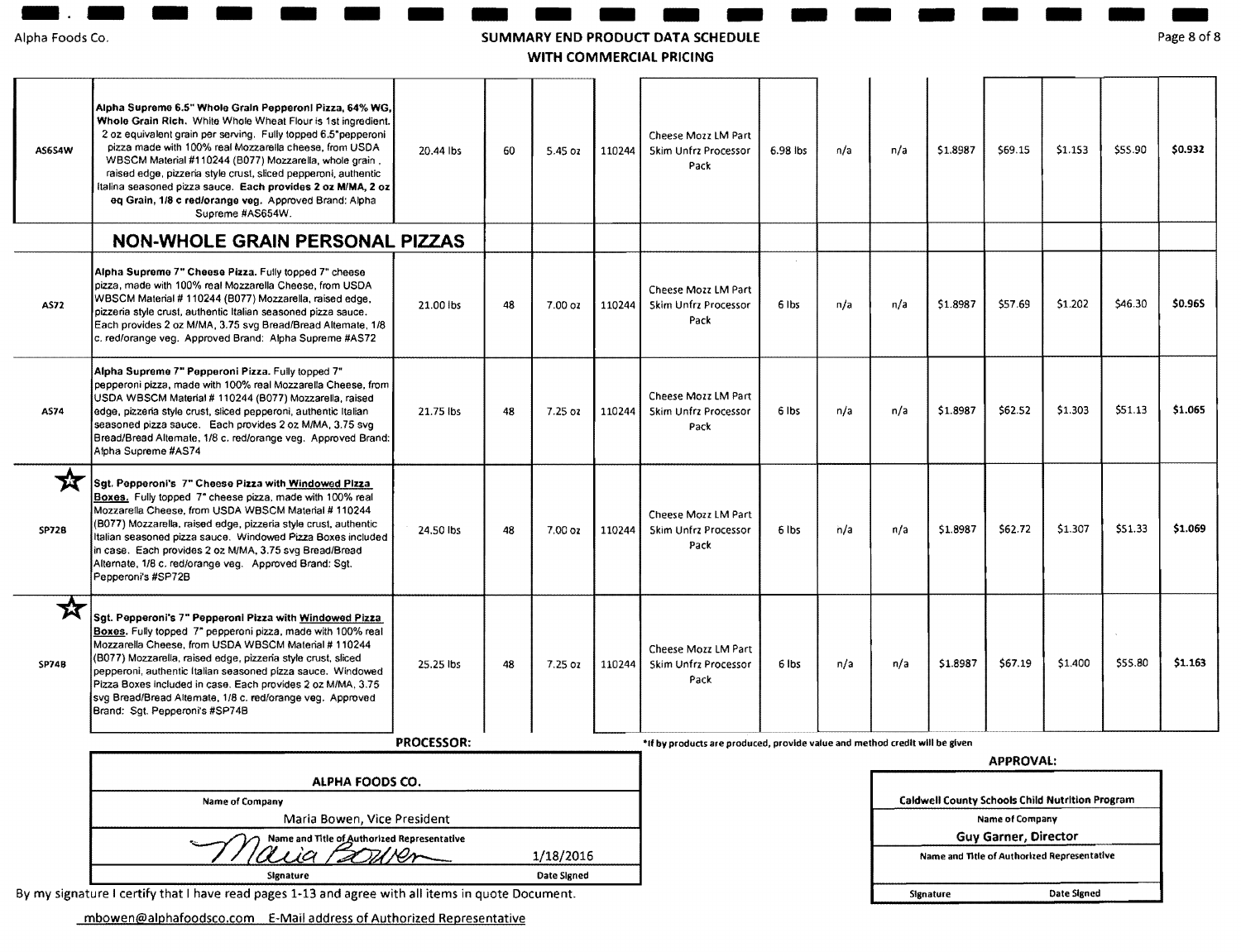Alpha Foods Co.

## SUMMARY END PRODUCT DATA SCHEDULE WITH COMMERCIAL PRICING

| | | | | | | | | | | | | | | |
|---|---|---|---|---|---|---|---|---|---|---|---|---|---|---|
| AS654W | **Alpha Supreme 6.5" Whole Grain Pepperoni Pizza, 64% WG, Whole Grain Rich.** White Whole Wheat Flour is 1st ingredient. 2 oz equivalent grain per serving. Fully topped 6.5"pepperoni pizza made with 100% real Mozzarella cheese, from USDA WBSCM Material #110244 (B077) Mozzarella, whole grain , raised edge, pizzeria style crust, sliced pepperoni, authentic Italina seasoned pizza sauce. **Each provides 2 oz M/MA, 2 oz eq Grain, 1/8 c red/orange veg.** Approved Brand: Alpha Supreme #AS654W. | 20.44 lbs | 60 | 5.45 oz | 110244 | Cheese Mozz LM Part Skim Unfrz Processor Pack | 6.98 lbs | n/a | n/a | $1.8987 | $69.15 | $1.153 | $55.90 | **$0.932** |
| | **NON-WHOLE GRAIN PERSONAL PIZZAS** | | | | | | | | | | | | | |
| AS72 | **Alpha Supreme 7" Cheese Pizza.** Fully topped 7" cheese pizza, made with 100% real Mozzarella Cheese, from USDA WBSCM Material # 110244 (B077) Mozzarella, raised edge, pizzeria style crust, authentic Italian seasoned pizza sauce. Each provides 2 oz M/MA, 3.75 svg Bread/Bread Alternate, 1/8 c. red/orange veg. Approved Brand: Alpha Supreme #AS72 | 21.00 lbs | 48 | 7.00 oz | 110244 | Cheese Mozz LM Part Skim Unfrz Processor Pack | 6 lbs | n/a | n/a | $1.8987 | $57.69 | $1.202 | $46.30 | **$0.965** |
| AS74 | **Alpha Supreme 7" Pepperoni Pizza.** Fully topped 7" pepperoni pizza, made with 100% real Mozzarella Cheese, from USDA WBSCM Material # 110244 (B077) Mozzarella, raised edge, pizzeria style crust, sliced pepperoni, authentic Italian seasoned pizza sauce. Each provides 2 oz M/MA, 3.75 svg Bread/Bread Alternate, 1/8 c. red/orange veg. Approved Brand: Alpha Supreme #AS74 | 21.75 lbs | 48 | 7.25 oz | 110244 | Cheese Mozz LM Part Skim Unfrz Processor Pack | 6 lbs | n/a | n/a | $1.8987 | $62.52 | $1.303 | $51.13 | **$1.065** |
| ☆ SP72B | **Sgt. Pepperoni's 7" Cheese Pizza with <u>Windowed Pizza Boxes</u>.** Fully topped 7" cheese pizza, made with 100% real Mozzarella Cheese, from USDA WBSCM Material # 110244 (B077) Mozzarella, raised edge, pizzeria style crust, authentic Italian seasoned pizza sauce. Windowed Pizza Boxes included in case. Each provides 2 oz M/MA, 3.75 svg Bread/Bread Alternate, 1/8 c. red/orange veg. Approved Brand: Sgt. Pepperoni's #SP72B | 24.50 lbs | 48 | 7.00 oz | 110244 | Cheese Mozz LM Part Skim Unfrz Processor Pack | 6 lbs | n/a | n/a | $1.8987 | $62.72 | $1.307 | $51.33 | **$1.069** |
| ☆ SP74B | **Sgt. Pepperoni's 7" Pepperoni Pizza with <u>Windowed Pizza Boxes</u>.** Fully topped 7" pepperoni pizza, made with 100% real Mozzarella Cheese, from USDA WBSCM Material # 110244 (B077) Mozzarella, raised edge, pizzeria style crust, sliced pepperoni, authentic Italian seasoned pizza sauce. Windowed Pizza Boxes included in case. Each provides 2 oz M/MA, 3.75 svg Bread/Bread Alternate, 1/8 c. red/orange veg. Approved Brand: Sgt. Pepperoni's #SP74B | 25.25 lbs | 48 | 7.25 oz | 110244 | Cheese Mozz LM Part Skim Unfrz Processor Pack | 6 lbs | n/a | n/a | $1.8987 | $67.19 | $1.400 | $55.80 | **$1.163** |

*If by products are produced, provide value and method credit will be given

**PROCESSOR:**

| ALPHA FOODS CO. | |
|---|---|
| Name of Company | |
| Maria Bowen, Vice President | |
| Name and Title of Authorized Representative | |
| *Maria Bowen* | 1/18/2016 |
| Signature | Date Signed |

By my signature I certify that I have read pages 1-13 and agree with all items in quote Document.

mbowen@alphafoodsco.com E-Mail address of Authorized Representative

**APPROVAL:**

| Caldwell County Schools Child Nutrition Program | |
|---|---|
| Name of Company | |
| Guy Garner, Director | |
| Name and Title of Authorized Representative | |
| | |
| Signature | Date Signed |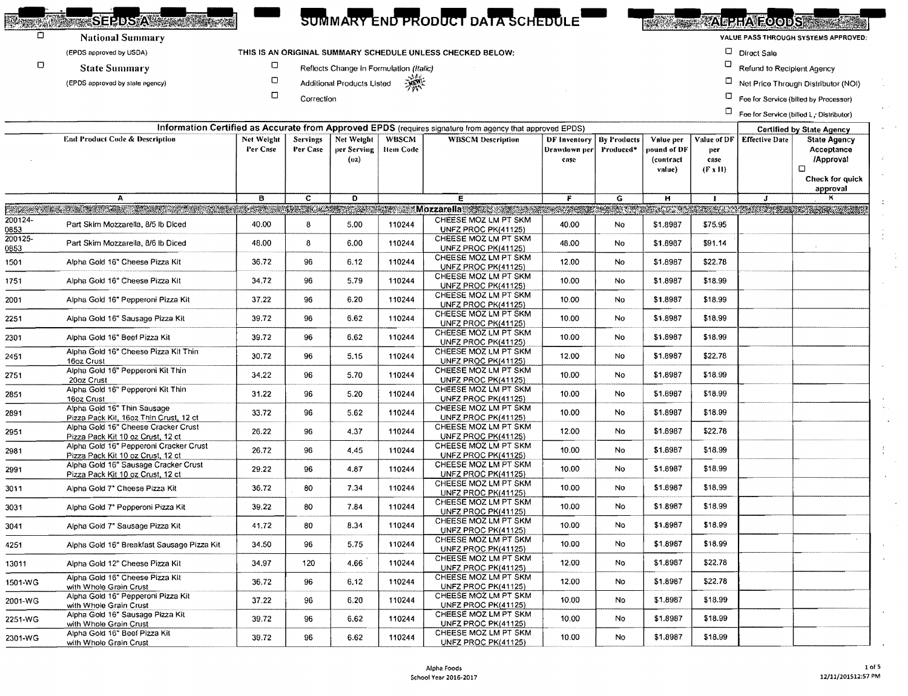# SUMMARY END PRODUCT DATA SCHEDULE

**SEPDS A** | **ALPHA FOODS**

☐ **National Summary**
(EPDS approved by USDA)

☐ **State Summary**
(EPDS approved by state agency)

THIS IS AN ORIGINAL SUMMARY SCHEDULE UNLESS CHECKED BELOW:

☐ Reflects Change in Formulation *(Italic)*
☐ Additional Products Listed NEW
☐ Correction

VALUE PASS THROUGH SYSTEMS APPROVED:

☐ Direct Sale
☐ Refund to Recipient Agency
☐ Net Price Through Distributor (NOI)
☐ Fee for Service (billed by Processor)
☐ Fee for Service (billed by Distributor)

| Information Certified as Accurate from Approved EPDS (requires signature from agency that approved EPDS) | | | | | | | | | | | Certified by State Agency | |
|---|---|---|---|---|---|---|---|---|---|---|---|---|
| End Product Code & Description | | Net Weight Per Case | Servings Per Case | Net Weight per Serving (oz) | WBSCM Item Code | WBSCM Description | DF Inventory Drawdown per case | By Products Produced* | Value per pound of DF (contract value) | Value of DF per case (F x H) | Effective Date | State Agency Acceptance /Approval ☐ Check for quick approval |
| A | | B | C | D | | E | F | G | H | I | J | K |
| **Mozzarella** | | | | | | | | | | | | |
| 200124-0853 | Part Skim Mozzarella, 8/5 lb Diced | 40.00 | 8 | 5.00 | 110244 | CHEESE MOZ LM PT SKM UNFZ PROC PK(41125) | 40.00 | No | $1.8987 | $75.95 | | |
| 200125-0853 | Part Skim Mozzarella, 8/6 lb Diced | 48.00 | 8 | 6.00 | 110244 | CHEESE MOZ LM PT SKM UNFZ PROC PK(41125) | 48.00 | No | $1.8987 | $91.14 | | |
| 1501 | Alpha Gold 16" Cheese Pizza Kit | 36.72 | 96 | 6.12 | 110244 | CHEESE MOZ LM PT SKM UNFZ PROC PK(41125) | 12.00 | No | $1.8987 | $22.78 | | |
| 1751 | Alpha Gold 16" Cheese Pizza Kit | 34.72 | 96 | 5.79 | 110244 | CHEESE MOZ LM PT SKM UNFZ PROC PK(41125) | 10.00 | No | $1.8987 | $18.99 | | |
| 2001 | Alpha Gold 16" Pepperoni Pizza Kit | 37.22 | 96 | 6.20 | 110244 | CHEESE MOZ LM PT SKM UNFZ PROC PK(41125) | 10.00 | No | $1.8987 | $18.99 | | |
| 2251 | Alpha Gold 16" Sausage Pizza Kit | 39.72 | 96 | 6.62 | 110244 | CHEESE MOZ LM PT SKM UNFZ PROC PK(41125) | 10.00 | No | $1.8987 | $18.99 | | |
| 2301 | Alpha Gold 16" Beef Pizza Kit | 39.72 | 96 | 6.62 | 110244 | CHEESE MOZ LM PT SKM UNFZ PROC PK(41125) | 10.00 | No | $1.8987 | $18.99 | | |
| 2451 | Alpha Gold 16" Cheese Pizza Kit Thin 16oz Crust | 30.72 | 96 | 5.15 | 110244 | CHEESE MOZ LM PT SKM UNFZ PROC PK(41125) | 12.00 | No | $1.8987 | $22.78 | | |
| 2751 | Alpha Gold 16" Pepperoni Kit Thin 20oz Crust | 34.22 | 96 | 5.70 | 110244 | CHEESE MOZ LM PT SKM UNFZ PROC PK(41125) | 10.00 | No | $1.8987 | $18.99 | | |
| 2851 | Alpha Gold 16" Pepperoni Kit Thin 16oz Crust | 31.22 | 96 | 5.20 | 110244 | CHEESE MOZ LM PT SKM UNFZ PROC PK(41125) | 10.00 | No | $1.8987 | $18.99 | | |
| 2891 | Alpha Gold 16" Thin Sausage Pizza Pack Kit, 16oz Thin Crust, 12 ct | 33.72 | 96 | 5.62 | 110244 | CHEESE MOZ LM PT SKM UNFZ PROC PK(41125) | 10.00 | No | $1.8987 | $18.99 | | |
| 2951 | Alpha Gold 16" Cheese Cracker Crust Pizza Pack Kit 10 oz Crust, 12 ct | 26.22 | 96 | 4.37 | 110244 | CHEESE MOZ LM PT SKM UNFZ PROC PK(41125) | 12.00 | No | $1.8987 | $22.78 | | |
| 2981 | Alpha Gold 16" Pepperoni Cracker Crust Pizza Pack Kit 10 oz Crust, 12 ct | 26.72 | 96 | 4.45 | 110244 | CHEESE MOZ LM PT SKM UNFZ PROC PK(41125) | 10.00 | No | $1.8987 | $18.99 | | |
| 2991 | Alpha Gold 16" Sausage Cracker Crust Pizza Pack Kit 10 oz Crust, 12 ct | 29.22 | 96 | 4.87 | 110244 | CHEESE MOZ LM PT SKM UNFZ PROC PK(41125) | 10.00 | No | $1.8987 | $18.99 | | |
| 3011 | Alpha Gold 7" Cheese Pizza Kit | 36.72 | 80 | 7.34 | 110244 | CHEESE MOZ LM PT SKM UNFZ PROC PK(41125) | 10.00 | No | $1.8987 | $18.99 | | |
| 3031 | Alpha Gold 7" Pepperoni Pizza Kit | 39.22 | 80 | 7.84 | 110244 | CHEESE MOZ LM PT SKM UNFZ PROC PK(41125) | 10.00 | No | $1.8987 | $18.99 | | |
| 3041 | Alpha Gold 7" Sausage Pizza Kit | 41.72 | 80 | 8.34 | 110244 | CHEESE MOZ LM PT SKM UNFZ PROC PK(41125) | 10.00 | No | $1.8987 | $18.99 | | |
| 4251 | Alpha Gold 16" Breakfast Sausage Pizza Kit | 34.50 | 96 | 5.75 | 110244 | CHEESE MOZ LM PT SKM UNFZ PROC PK(41125) | 10.00 | No | $1.8987 | $18.99 | | |
| 13011 | Alpha Gold 12" Cheese Pizza Kit | 34.97 | 120 | 4.66 | 110244 | CHEESE MOZ LM PT SKM UNFZ PROC PK(41125) | 12.00 | No | $1.8987 | $22.78 | | |
| 1501-WG | Alpha Gold 16" Cheese Pizza Kit with Whole Grain Crust | 36.72 | 96 | 6.12 | 110244 | CHEESE MOZ LM PT SKM UNFZ PROC PK(41125) | 12.00 | No | $1.8987 | $22.78 | | |
| 2001-WG | Alpha Gold 16" Pepperoni Pizza Kit with Whole Grain Crust | 37.22 | 96 | 6.20 | 110244 | CHEESE MOZ LM PT SKM UNFZ PROC PK(41125) | 10.00 | No | $1.8987 | $18.99 | | |
| 2251-WG | Alpha Gold 16" Sausage Pizza Kit with Whole Grain Crust | 39.72 | 96 | 6.62 | 110244 | CHEESE MOZ LM PT SKM UNFZ PROC PK(41125) | 10.00 | No | $1.8987 | $18.99 | | |
| 2301-WG | Alpha Gold 16" Beef Pizza Kit with Whole Grain Crust | 39.72 | 96 | 6.62 | 110244 | CHEESE MOZ LM PT SKM UNFZ PROC PK(41125) | 10.00 | No | $1.8987 | $18.99 | | |

Alpha Foods
School Year 2016-2017

12/11/2015 12:57 PM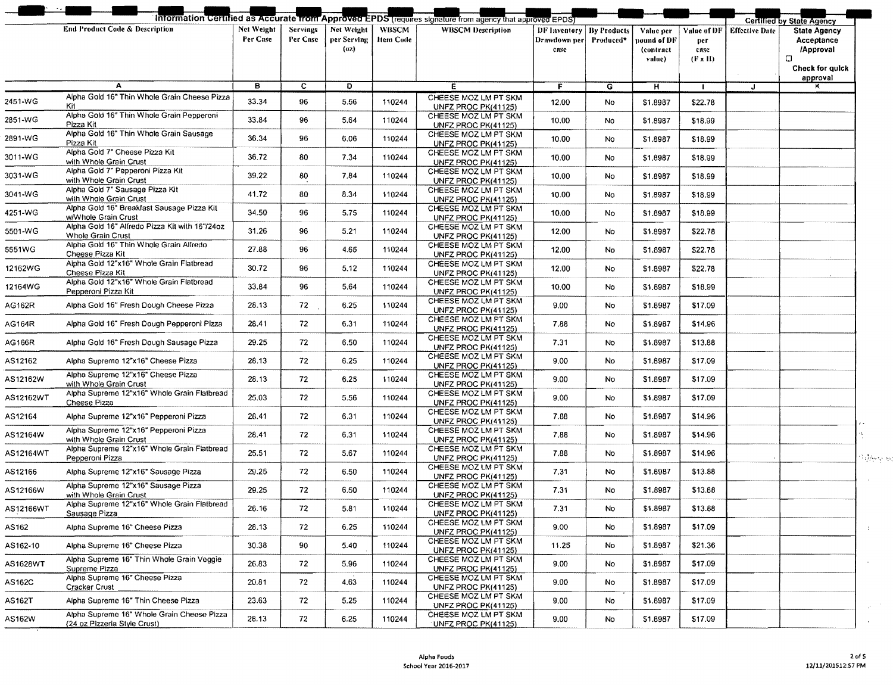| End Product Code & Description | | Net Weight Per Case | Servings Per Case | Net Weight per Serving (oz) | WBSCM Item Code | WBSCM Description | DF Inventory Drawdown per case | By Products Produced* | Value per pound of DF (contract value) | Value of DF per case (F x H) | Effective Date | State Agency Acceptance /Approval ☐ Check for quick approval |
|---|---|---|---|---|---|---|---|---|---|---|---|---|
| A | | B | C | D | | E | F | G | H | I | J | K |
| 2451-WG | Alpha Gold 16" Thin Whole Grain Cheese Pizza Kit | 33.34 | 96 | 5.56 | 110244 | CHEESE MOZ LM PT SKM UNFZ PROC PK(41125) | 12.00 | No | $1.8987 | $22.78 | | |
| 2851-WG | Alpha Gold 16" Thin Whole Grain Pepperoni Pizza Kit | 33.84 | 96 | 5.64 | 110244 | CHEESE MOZ LM PT SKM UNFZ PROC PK(41125) | 10.00 | No | $1.8987 | $18.99 | | |
| 2891-WG | Alpha Gold 16" Thin Whole Grain Sausage Pizza Kit | 36.34 | 96 | 6.06 | 110244 | CHEESE MOZ LM PT SKM UNFZ PROC PK(41125) | 10.00 | No | $1.8987 | $18.99 | | |
| 3011-WG | Alpha Gold 7" Cheese Pizza Kit with Whole Grain Crust | 36.72 | 80 | 7.34 | 110244 | CHEESE MOZ LM PT SKM UNFZ PROC PK(41125) | 10.00 | No | $1.8987 | $18.99 | | |
| 3031-WG | Alpha Gold 7" Pepperoni Pizza Kit with Whole Grain Crust | 39.22 | 80 | 7.84 | 110244 | CHEESE MOZ LM PT SKM UNFZ PROC PK(41125) | 10.00 | No | $1.8987 | $18.99 | | |
| 3041-WG | Alpha Gold 7" Sausage Pizza Kit with Whole Grain Crust | 41.72 | 80 | 8.34 | 110244 | CHEESE MOZ LM PT SKM UNFZ PROC PK(41125) | 10.00 | No | $1.8987 | $18.99 | | |
| 4251-WG | Alpha Gold 16" Breakfast Sausage Pizza Kit w/Whole Grain Crust | 34.50 | 96 | 5.75 | 110244 | CHEESE MOZ LM PT SKM UNFZ PROC PK(41125) | 10.00 | No | $1.8987 | $18.99 | | |
| 5501-WG | Alpha Gold 16" Alfredo Pizza Kit with 16"/24oz Whole Grain Crust | 31.26 | 96 | 5.21 | 110244 | CHEESE MOZ LM PT SKM UNFZ PROC PK(41125) | 12.00 | No | $1.8987 | $22.78 | | |
| 5551WG | Alpha Gold 16" Thin Whole Grain Alfredo Cheese Pizza Kit | 27.88 | 96 | 4.65 | 110244 | CHEESE MOZ LM PT SKM UNFZ PROC PK(41125) | 12.00 | No | $1.8987 | $22.78 | | |
| 12162WG | Alpha Gold 12"x16" Whole Grain Flatbread Cheese Pizza Kit | 30.72 | 96 | 5.12 | 110244 | CHEESE MOZ LM PT SKM UNFZ PROC PK(41125) | 12.00 | No | $1.8987 | $22.78 | | |
| 12164WG | Alpha Gold 12"x16" Whole Grain Flatbread Pepperoni Pizza Kit | 33.84 | 96 | 5.64 | 110244 | CHEESE MOZ LM PT SKM UNFZ PROC PK(41125) | 10.00 | No | $1.8987 | $18.99 | | |
| AG162R | Alpha Gold 16" Fresh Dough Cheese Pizza | 28.13 | 72 | 6.25 | 110244 | CHEESE MOZ LM PT SKM UNFZ PROC PK(41125) | 9.00 | No | $1.8987 | $17.09 | | |
| AG164R | Alpha Gold 16" Fresh Dough Pepperoni Pizza | 28.41 | 72 | 6.31 | 110244 | CHEESE MOZ LM PT SKM UNFZ PROC PK(41125) | 7.88 | No | $1.8987 | $14.96 | | |
| AG166R | Alpha Gold 16" Fresh Dough Sausage Pizza | 29.25 | 72 | 6.50 | 110244 | CHEESE MOZ LM PT SKM UNFZ PROC PK(41125) | 7.31 | No | $1.8987 | $13.88 | | |
| AS12162 | Alpha Supremo 12"x16" Cheese Pizza | 28.13 | 72 | 6.25 | 110244 | CHEESE MOZ LM PT SKM UNFZ PROC PK(41125) | 9.00 | No | $1.8987 | $17.09 | | |
| AS12162W | Alpha Supreme 12"x16" Cheese Pizza with Whole Grain Crust | 28.13 | 72 | 6.25 | 110244 | CHEESE MOZ LM PT SKM UNFZ PROC PK(41125) | 9.00 | No | $1.8987 | $17.09 | | |
| AS12162WT | Alpha Supreme 12"x16" Whole Grain Flatbread Cheese Pizza | 25.03 | 72 | 5.56 | 110244 | CHEESE MOZ LM PT SKM UNFZ PROC PK(41125) | 9.00 | No | $1.8987 | $17.09 | | |
| AS12164 | Alpha Supreme 12"x16" Pepperoni Pizza | 28.41 | 72 | 6.31 | 110244 | CHEESE MOZ LM PT SKM UNFZ PROC PK(41125) | 7.88 | No | $1.8987 | $14.96 | | |
| AS12164W | Alpha Supreme 12"x16" Pepperoni Pizza with Whole Grain Crust | 28.41 | 72 | 6.31 | 110244 | CHEESE MOZ LM PT SKM UNFZ PROC PK(41125) | 7.88 | No | $1.8987 | $14.96 | | |
| AS12164WT | Alpha Supreme 12"x16" Whole Grain Flatbread Pepperoni Pizza | 25.51 | 72 | 5.67 | 110244 | CHEESE MOZ LM PT SKM UNFZ PROC PK(41125) | 7.88 | No | $1.8987 | $14.96 | | |
| AS12166 | Alpha Supreme 12"x16" Sausage Pizza | 29.25 | 72 | 6.50 | 110244 | CHEESE MOZ LM PT SKM UNFZ PROC PK(41125) | 7.31 | No | $1.8987 | $13.88 | | |
| AS12166W | Alpha Supreme 12"x16" Sausage Pizza with Whole Grain Crust | 29.25 | 72 | 6.50 | 110244 | CHEESE MOZ LM PT SKM UNFZ PROC PK(41125) | 7.31 | No | $1.8987 | $13.88 | | |
| AS12166WT | Alpha Supreme 12"x16" Whole Grain Flatbread Sausage Pizza | 26.16 | 72 | 5.81 | 110244 | CHEESE MOZ LM PT SKM UNFZ PROC PK(41125) | 7.31 | No | $1.8987 | $13.88 | | |
| AS162 | Alpha Supreme 16" Cheese Pizza | 28.13 | 72 | 6.25 | 110244 | CHEESE MOZ LM PT SKM UNFZ PROC PK(41125) | 9.00 | No | $1.8987 | $17.09 | | |
| AS162-10 | Alpha Supreme 16" Cheese Pizza | 30.38 | 90 | 5.40 | 110244 | CHEESE MOZ LM PT SKM UNFZ PROC PK(41125) | 11.25 | No | $1.8987 | $21.36 | | |
| AS1628WT | Alpha Supreme 16" Thin Whole Grain Veggie Supreme Pizza | 26.83 | 72 | 5.96 | 110244 | CHEESE MOZ LM PT SKM UNFZ PROC PK(41125) | 9.00 | No | $1.8987 | $17.09 | | |
| AS162C | Alpha Supreme 16" Cheese Pizza Cracker Crust | 20.81 | 72 | 4.63 | 110244 | CHEESE MOZ LM PT SKM UNFZ PROC PK(41125) | 9.00 | No | $1.8987 | $17.09 | | |
| AS162T | Alpha Supreme 16" Thin Cheese Pizza | 23.63 | 72 | 5.25 | 110244 | CHEESE MOZ LM PT SKM UNFZ PROC PK(41125) | 9.00 | No | $1.8987 | $17.09 | | |
| AS162W | Alpha Supreme 16" Whole Grain Cheese Pizza (24 oz Pizzeria Style Crust) | 28.13 | 72 | 6.25 | 110244 | CHEESE MOZ LM PT SKM UNFZ PROC PK(41125) | 9.00 | No | $1.8987 | $17.09 | | |

Alpha Foods
School Year 2016-2017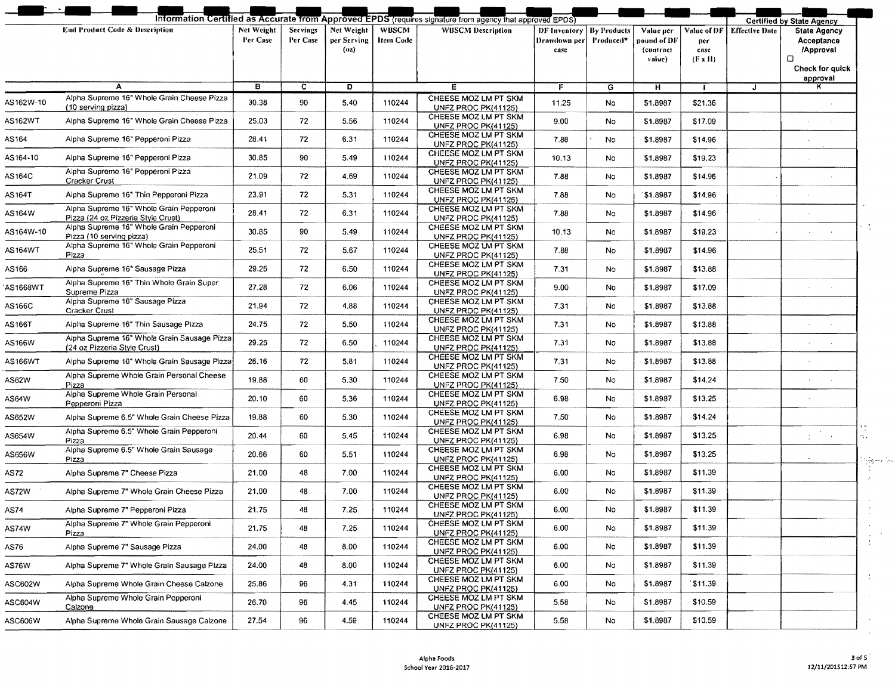Information Certified as Accurate from Approved EPDS (requires signature from agency that approved EPDS) | Certified by State Agency

| End Product Code & Description | | Net Weight Per Case | Servings Per Case | Net Weight per Serving (oz) | WBSCM Item Code | WBSCM Description | DF Inventory Drawdown per case | By Products Produced* | Value per pound of DF (contract value) | Value of DF per case (F x H) | Effective Date | State Agency Acceptance /Approval ☐ Check for quick approval |
|---|---|---|---|---|---|---|---|---|---|---|---|---|
| A | | B | C | D | | E | F | G | H | I | J | K |
| AS162W-10 | Alpha Supreme 16" Whole Grain Cheese Pizza (10 serving pizza) | 30.38 | 90 | 5.40 | 110244 | CHEESE MOZ LM PT SKM UNFZ PROC PK(41125) | 11.25 | No | $1.8987 | $21.36 | | |
| AS162WT | Alpha Supreme 16" Whole Grain Cheese Pizza | 25.03 | 72 | 5.56 | 110244 | CHEESE MOZ LM PT SKM UNFZ PROC PK(41125) | 9.00 | No | $1.8987 | $17.09 | | |
| AS164 | Alpha Supreme 16" Pepperoni Pizza | 28.41 | 72 | 6.31 | 110244 | CHEESE MOZ LM PT SKM UNFZ PROC PK(41125) | 7.88 | No | $1.8987 | $14.96 | | |
| AS164-10 | Alpha Supreme 16" Pepperoni Pizza | 30.85 | 90 | 5.49 | 110244 | CHEESE MOZ LM PT SKM UNFZ PROC PK(41125) | 10.13 | No | $1.8987 | $19.23 | | |
| AS164C | Alpha Supreme 16" Pepperoni Pizza Cracker Crust | 21.09 | 72 | 4.69 | 110244 | CHEESE MOZ LM PT SKM UNFZ PROC PK(41125) | 7.88 | No | $1.8987 | $14.96 | | |
| AS164T | Alpha Supreme 16" Thin Pepperoni Pizza | 23.91 | 72 | 5.31 | 110244 | CHEESE MOZ LM PT SKM UNFZ PROC PK(41125) | 7.88 | No | $1.8987 | $14.96 | | |
| AS164W | Alpha Supreme 16" Whole Grain Pepperoni Pizza (24 oz Pizzeria Style Crust) | 28.41 | 72 | 6.31 | 110244 | CHEESE MOZ LM PT SKM UNFZ PROC PK(41125) | 7.88 | No | $1.8987 | $14.96 | | |
| AS164W-10 | Alpha Supreme 16" Whole Grain Pepperoni Pizza (10 serving pizza) | 30.85 | 90 | 5.49 | 110244 | CHEESE MOZ LM PT SKM UNFZ PROC PK(41125) | 10.13 | No | $1.8987 | $19.23 | | |
| AS164WT | Alpha Supreme 16" Whole Grain Pepperoni Pizza | 25.51 | 72 | 5.67 | 110244 | CHEESE MOZ LM PT SKM UNFZ PROC PK(41125) | 7.88 | No | $1.8987 | $14.96 | | |
| AS166 | Alpha Supreme 16" Sausage Pizza | 29.25 | 72 | 6.50 | 110244 | CHEESE MOZ LM PT SKM UNFZ PROC PK(41125) | 7.31 | No | $1.8987 | $13.88 | | |
| AS1668WT | Alpha Supreme 16" Thin Whole Grain Super Supreme Pizza | 27.28 | 72 | 6.06 | 110244 | CHEESE MOZ LM PT SKM UNFZ PROC PK(41125) | 9.00 | No | $1.8987 | $17.09 | | |
| AS166C | Alpha Supreme 16" Sausage Pizza Cracker Crust | 21.94 | 72 | 4.88 | 110244 | CHEESE MOZ LM PT SKM UNFZ PROC PK(41125) | 7.31 | No | $1.8987 | $13.88 | | |
| AS166T | Alpha Supreme 16" Thin Sausage Pizza | 24.75 | 72 | 5.50 | 110244 | CHEESE MOZ LM PT SKM UNFZ PROC PK(41125) | 7.31 | No | $1.8987 | $13.88 | | |
| AS166W | Alpha Supreme 16" Whole Grain Sausage Pizza (24 oz Pizzeria Style Crust) | 29.25 | 72 | 6.50 | 110244 | CHEESE MOZ LM PT SKM UNFZ PROC PK(41125) | 7.31 | No | $1.8987 | $13.88 | | |
| AS166WT | Alpha Supreme 16" Whole Grain Sausage Pizza | 26.16 | 72 | 5.81 | 110244 | CHEESE MOZ LM PT SKM UNFZ PROC PK(41125) | 7.31 | No | $1.8987 | $13.88 | | |
| AS62W | Alpha Supreme Whole Grain Personal Cheese Pizza | 19.88 | 60 | 5.30 | 110244 | CHEESE MOZ LM PT SKM UNFZ PROC PK(41125) | 7.50 | No | $1.8987 | $14.24 | | |
| AS64W | Alpha Supreme Whole Grain Personal Pepperoni Pizza | 20.10 | 60 | 5.36 | 110244 | CHEESE MOZ LM PT SKM UNFZ PROC PK(41125) | 6.98 | No | $1.8987 | $13.25 | | |
| AS652W | Alpha Supreme 6.5" Whole Grain Cheese Pizza | 19.88 | 60 | 5.30 | 110244 | CHEESE MOZ LM PT SKM UNFZ PROC PK(41125) | 7.50 | No | $1.8987 | $14.24 | | |
| AS654W | Alpha Supreme 6.5" Whole Grain Pepperoni Pizza | 20.44 | 60 | 5.45 | 110244 | CHEESE MOZ LM PT SKM UNFZ PROC PK(41125) | 6.98 | No | $1.8987 | $13.25 | | |
| AS656W | Alpha Supreme 6.5" Whole Grain Sausage Pizza | 20.66 | 60 | 5.51 | 110244 | CHEESE MOZ LM PT SKM UNFZ PROC PK(41125) | 6.98 | No | $1.8987 | $13.25 | | |
| AS72 | Alpha Supreme 7" Cheese Pizza | 21.00 | 48 | 7.00 | 110244 | CHEESE MOZ LM PT SKM UNFZ PROC PK(41125) | 6.00 | No | $1.8987 | $11.39 | | |
| AS72W | Alpha Supreme 7" Whole Grain Cheese Pizza | 21.00 | 48 | 7.00 | 110244 | CHEESE MOZ LM PT SKM UNFZ PROC PK(41125) | 6.00 | No | $1.8987 | $11.39 | | |
| AS74 | Alpha Supreme 7" Pepperoni Pizza | 21.75 | 48 | 7.25 | 110244 | CHEESE MOZ LM PT SKM UNFZ PROC PK(41125) | 6.00 | No | $1.8987 | $11.39 | | |
| AS74W | Alpha Supreme 7" Whole Grain Pepperoni Pizza | 21.75 | 48 | 7.25 | 110244 | CHEESE MOZ LM PT SKM UNFZ PROC PK(41125) | 6.00 | No | $1.8987 | $11.39 | | |
| AS76 | Alpha Supreme 7" Sausage Pizza | 24.00 | 48 | 8.00 | 110244 | CHEESE MOZ LM PT SKM UNFZ PROC PK(41125) | 6.00 | No | $1.8987 | $11.39 | | |
| AS76W | Alpha Supreme 7" Whole Grain Sausage Pizza | 24.00 | 48 | 8.00 | 110244 | CHEESE MOZ LM PT SKM UNFZ PROC PK(41125) | 6.00 | No | $1.8987 | $11.39 | | |
| ASC602W | Alpha Supreme Whole Grain Cheese Calzone | 25.86 | 96 | 4.31 | 110244 | CHEESE MOZ LM PT SKM UNFZ PROC PK(41125) | 6.00 | No | $1.8987 | $11.39 | | |
| ASC604W | Alpha Supreme Whole Grain Pepperoni Calzone | 26.70 | 96 | 4.45 | 110244 | CHEESE MOZ LM PT SKM UNFZ PROC PK(41125) | 5.58 | No | $1.8987 | $10.59 | | |
| ASC606W | Alpha Supreme Whole Grain Sausage Calzone | 27.54 | 96 | 4.59 | 110244 | CHEESE MOZ LM PT SKM UNFZ PROC PK(41125) | 5.58 | No | $1.8987 | $10.59 | | |

Alpha Foods
School Year 2016-2017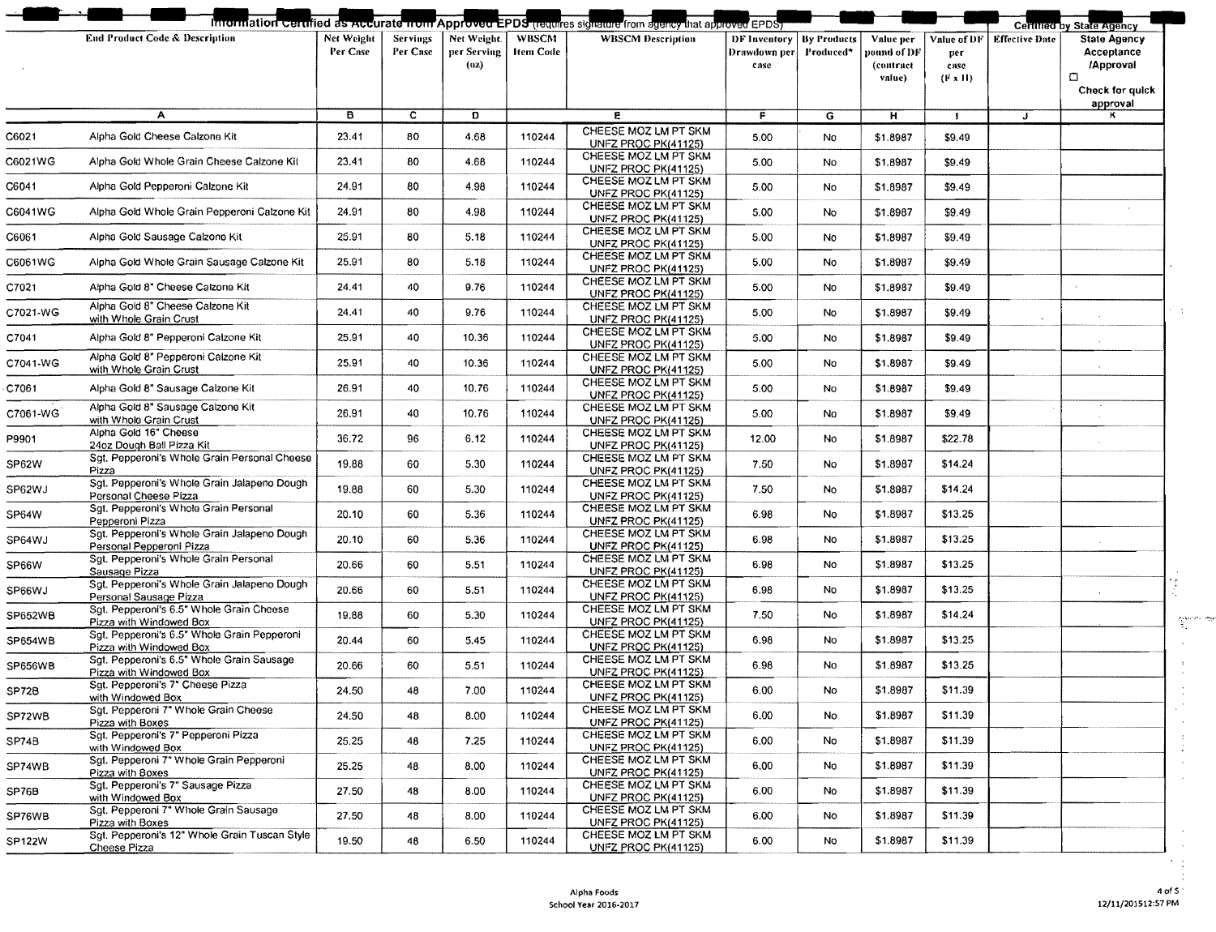Information Certified as Accurate from Approved EPDS (requires signature from agency that approved EPDS) | Certified by State Agency

| End Product Code & Description | | Net Weight Per Case | Servings Per Case | Net Weight per Serving (oz) | WBSCM Item Code | WBSCM Description | DF Inventory Drawdown per case | By Products Produced* | Value per pound of DF (contract value) | Value of DF per case (F x H) | Effective Date | State Agency Acceptance /Approval ☐ Check for quick approval |
|---|---|---|---|---|---|---|---|---|---|---|---|---|
| A | | B | C | D | | E | F | G | H | I | J | K |
| C6021 | Alpha Gold Cheese Calzone Kit | 23.41 | 80 | 4.68 | 110244 | CHEESE MOZ LM PT SKM UNFZ PROC PK(41125) | 5.00 | No | $1.8987 | $9.49 | | |
| C6021WG | Alpha Gold Whole Grain Cheese Calzone Kit | 23.41 | 80 | 4.68 | 110244 | CHEESE MOZ LM PT SKM UNFZ PROC PK(41125) | 5.00 | No | $1.8987 | $9.49 | | |
| C6041 | Alpha Gold Pepperoni Calzone Kit | 24.91 | 80 | 4.98 | 110244 | CHEESE MOZ LM PT SKM UNFZ PROC PK(41125) | 5.00 | No | $1.8987 | $9.49 | | |
| C6041WG | Alpha Gold Whole Grain Pepperoni Calzone Kit | 24.91 | 80 | 4.98 | 110244 | CHEESE MOZ LM PT SKM UNFZ PROC PK(41125) | 5.00 | No | $1.8987 | $9.49 | | |
| C6061 | Alpha Gold Sausage Calzone Kit | 25.91 | 80 | 5.18 | 110244 | CHEESE MOZ LM PT SKM UNFZ PROC PK(41125) | 5.00 | No | $1.8987 | $9.49 | | |
| C6061WG | Alpha Gold Whole Grain Sausage Calzone Kit | 25.91 | 80 | 5.18 | 110244 | CHEESE MOZ LM PT SKM UNFZ PROC PK(41125) | 5.00 | No | $1.8987 | $9.49 | | |
| C7021 | Alpha Gold 8" Cheese Calzone Kit | 24.41 | 40 | 9.76 | 110244 | CHEESE MOZ LM PT SKM UNFZ PROC PK(41125) | 5.00 | No | $1.8987 | $9.49 | | |
| C7021-WG | Alpha Gold 8" Cheese Calzone Kit with Whole Grain Crust | 24.41 | 40 | 9.76 | 110244 | CHEESE MOZ LM PT SKM UNFZ PROC PK(41125) | 5.00 | No | $1.8987 | $9.49 | | |
| C7041 | Alpha Gold 8" Pepperoni Calzone Kit | 25.91 | 40 | 10.36 | 110244 | CHEESE MOZ LM PT SKM UNFZ PROC PK(41125) | 5.00 | No | $1.8987 | $9.49 | | |
| C7041-WG | Alpha Gold 8" Pepperoni Calzone Kit with Whole Grain Crust | 25.91 | 40 | 10.36 | 110244 | CHEESE MOZ LM PT SKM UNFZ PROC PK(41125) | 5.00 | No | $1.8987 | $9.49 | | |
| C7061 | Alpha Gold 8" Sausage Calzone Kit | 26.91 | 40 | 10.76 | 110244 | CHEESE MOZ LM PT SKM UNFZ PROC PK(41125) | 5.00 | No | $1.8987 | $9.49 | | |
| C7061-WG | Alpha Gold 8" Sausage Calzone Kit with Whole Grain Crust | 26.91 | 40 | 10.76 | 110244 | CHEESE MOZ LM PT SKM UNFZ PROC PK(41125) | 5.00 | No | $1.8987 | $9.49 | | |
| P9901 | Alpha Gold 16" Cheese 24oz Dough Ball Pizza Kit | 36.72 | 96 | 6.12 | 110244 | CHEESE MOZ LM PT SKM UNFZ PROC PK(41125) | 12.00 | No | $1.8987 | $22.78 | | |
| SP62W | Sgt. Pepperoni's Whole Grain Personal Cheese Pizza | 19.88 | 60 | 5.30 | 110244 | CHEESE MOZ LM PT SKM UNFZ PROC PK(41125) | 7.50 | No | $1.8987 | $14.24 | | |
| SP62WJ | Sgt. Pepperoni's Whole Grain Jalapeno Dough Personal Cheese Pizza | 19.88 | 60 | 5.30 | 110244 | CHEESE MOZ LM PT SKM UNFZ PROC PK(41125) | 7.50 | No | $1.8987 | $14.24 | | |
| SP64W | Sgt. Pepperoni's Whole Grain Personal Pepperoni Pizza | 20.10 | 60 | 5.36 | 110244 | CHEESE MOZ LM PT SKM UNFZ PROC PK(41125) | 6.98 | No | $1.8987 | $13.25 | | |
| SP64WJ | Sgt. Pepperoni's Whole Grain Jalapeno Dough Personal Pepperoni Pizza | 20.10 | 60 | 5.36 | 110244 | CHEESE MOZ LM PT SKM UNFZ PROC PK(41125) | 6.98 | No | $1.8987 | $13.25 | | |
| SP66W | Sgt. Pepperoni's Whole Grain Personal Sausage Pizza | 20.66 | 60 | 5.51 | 110244 | CHEESE MOZ LM PT SKM UNFZ PROC PK(41125) | 6.98 | No | $1.8987 | $13.25 | | |
| SP66WJ | Sgt. Pepperoni's Whole Grain Jalapeno Dough Personal Sausage Pizza | 20.66 | 60 | 5.51 | 110244 | CHEESE MOZ LM PT SKM UNFZ PROC PK(41125) | 6.98 | No | $1.8987 | $13.25 | | |
| SP652WB | Sgt. Pepperoni's 6.5" Whole Grain Cheese Pizza with Windowed Box | 19.88 | 60 | 5.30 | 110244 | CHEESE MOZ LM PT SKM UNFZ PROC PK(41125) | 7.50 | No | $1.8987 | $14.24 | | |
| SP654WB | Sgt. Pepperoni's 6.5" Whole Grain Pepperoni Pizza with Windowed Box | 20.44 | 60 | 5.45 | 110244 | CHEESE MOZ LM PT SKM UNFZ PROC PK(41125) | 6.98 | No | $1.8987 | $13.25 | | |
| SP656WB | Sgt. Pepperoni's 6.5" Whole Grain Sausage Pizza with Windowed Box | 20.66 | 60 | 5.51 | 110244 | CHEESE MOZ LM PT SKM UNFZ PROC PK(41125) | 6.98 | No | $1.8987 | $13.25 | | |
| SP72B | Sgt. Pepperoni's 7" Cheese Pizza with Windowed Box | 24.50 | 48 | 7.00 | 110244 | CHEESE MOZ LM PT SKM UNFZ PROC PK(41125) | 6.00 | No | $1.8987 | $11.39 | | |
| SP72WB | Sgt. Pepperoni 7" Whole Grain Cheese Pizza with Boxes | 24.50 | 48 | 8.00 | 110244 | CHEESE MOZ LM PT SKM UNFZ PROC PK(41125) | 6.00 | No | $1.8987 | $11.39 | | |
| SP74B | Sgt. Pepperoni's 7" Pepperoni Pizza with Windowed Box | 25.25 | 48 | 7.25 | 110244 | CHEESE MOZ LM PT SKM UNFZ PROC PK(41125) | 6.00 | No | $1.8987 | $11.39 | | |
| SP74WB | Sgt. Pepperoni 7" Whole Grain Pepperoni Pizza with Boxes | 25.25 | 48 | 8.00 | 110244 | CHEESE MOZ LM PT SKM UNFZ PROC PK(41125) | 6.00 | No | $1.8987 | $11.39 | | |
| SP76B | Sgt. Pepperoni's 7" Sausage Pizza with Windowed Box | 27.50 | 48 | 8.00 | 110244 | CHEESE MOZ LM PT SKM UNFZ PROC PK(41125) | 6.00 | No | $1.8987 | $11.39 | | |
| SP76WB | Sgt. Pepperoni 7" Whole Grain Sausage Pizza with Boxes | 27.50 | 48 | 8.00 | 110244 | CHEESE MOZ LM PT SKM UNFZ PROC PK(41125) | 6.00 | No | $1.8987 | $11.39 | | |
| SP122W | Sgt. Pepperoni's 12" Whole Grain Tuscan Style Cheese Pizza | 19.50 | 48 | 6.50 | 110244 | CHEESE MOZ LM PT SKM UNFZ PROC PK(41125) | 6.00 | No | $1.8987 | $11.39 | | |

Alpha Foods
School Year 2016-2017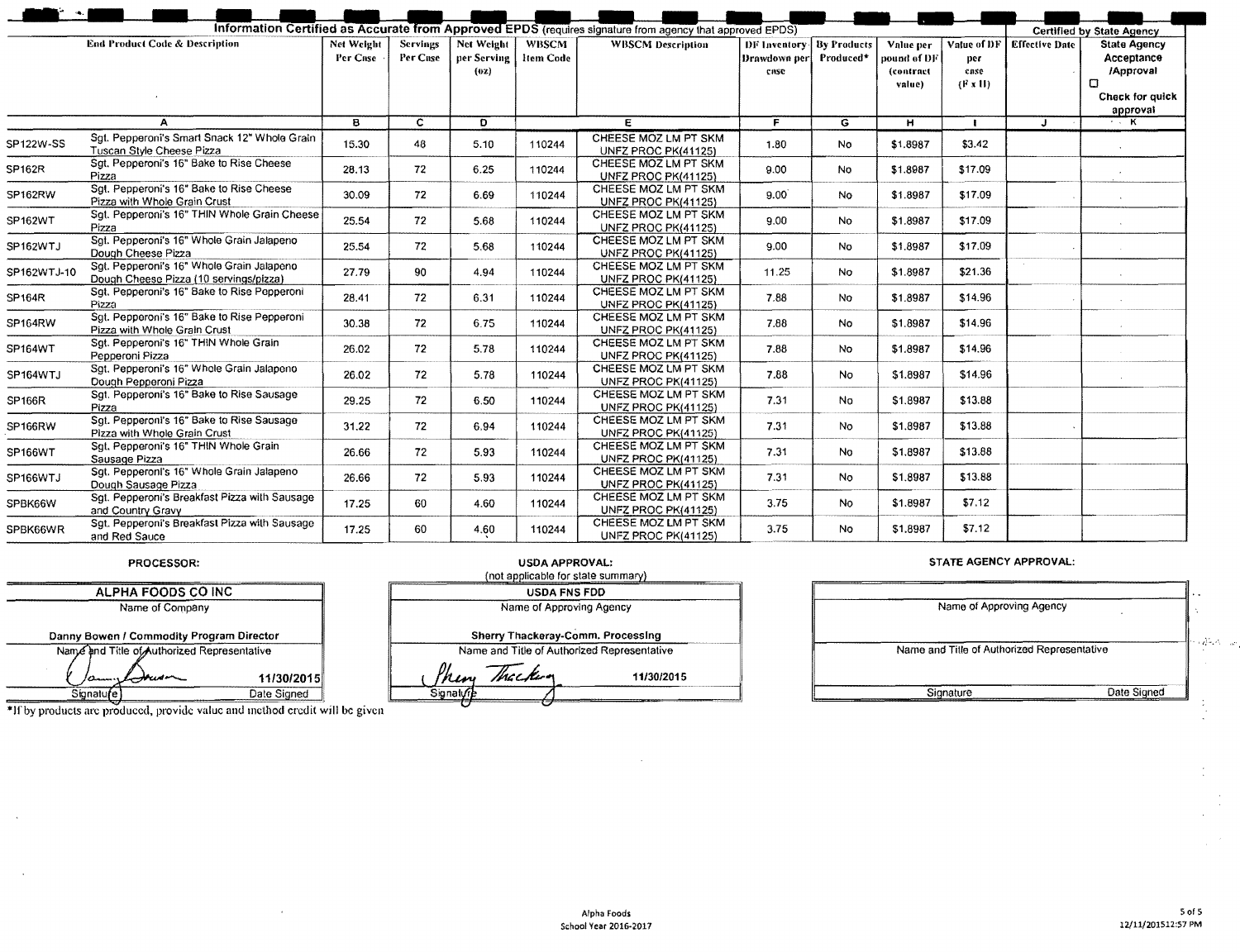| End Product Code & Description | | Net Weight Per Case | Servings Per Case | Net Weight per Serving (oz) | WBSCM Item Code | WBSCM Description | DF Inventory Drawdown per case | By Products Produced* | Value per pound of DF (contract value) | Value of DF per case (F x H) | Effective Date | State Agency Acceptance /Approval ☐ Check for quick approval |
|---|---|---|---|---|---|---|---|---|---|---|---|---|
| A | | B | C | D | | E | F | G | H | I | J | K |
| SP122W-SS | Sgt. Pepperoni's Smart Snack 12" Whole Grain Tuscan Style Cheese Pizza | 15.30 | 48 | 5.10 | 110244 | CHEESE MOZ LM PT SKM UNFZ PROC PK(41125) | 1.80 | No | $1.8987 | $3.42 | | |
| SP162R | Sgt. Pepperoni's 16" Bake to Rise Cheese Pizza | 28.13 | 72 | 6.25 | 110244 | CHEESE MOZ LM PT SKM UNFZ PROC PK(41125) | 9.00 | No | $1.8987 | $17.09 | | |
| SP162RW | Sgt. Pepperoni's 16" Bake to Rise Cheese Pizza with Whole Grain Crust | 30.09 | 72 | 6.69 | 110244 | CHEESE MOZ LM PT SKM UNFZ PROC PK(41125) | 9.00 | No | $1.8987 | $17.09 | | |
| SP162WT | Sgt. Pepperoni's 16" THIN Whole Grain Cheese Pizza | 25.54 | 72 | 5.68 | 110244 | CHEESE MOZ LM PT SKM UNFZ PROC PK(41125) | 9.00 | No | $1.8987 | $17.09 | | |
| SP162WTJ | Sgt. Pepperoni's 16" Whole Grain Jalapeno Dough Cheese Pizza | 25.54 | 72 | 5.68 | 110244 | CHEESE MOZ LM PT SKM UNFZ PROC PK(41125) | 9.00 | No | $1.8987 | $17.09 | | |
| SP162WTJ-10 | Sgt. Pepperoni's 16" Whole Grain Jalapeno Dough Cheese Pizza (10 servings/pizza) | 27.79 | 90 | 4.94 | 110244 | CHEESE MOZ LM PT SKM UNFZ PROC PK(41125) | 11.25 | No | $1.8987 | $21.36 | | |
| SP164R | Sgt. Pepperoni's 16" Bake to Rise Pepperoni Pizza | 28.41 | 72 | 6.31 | 110244 | CHEESE MOZ LM PT SKM UNFZ PROC PK(41125) | 7.88 | No | $1.8987 | $14.96 | | |
| SP164RW | Sgt. Pepperoni's 16" Bake to Rise Pepperoni Pizza with Whole Grain Crust | 30.38 | 72 | 6.75 | 110244 | CHEESE MOZ LM PT SKM UNFZ PROC PK(41125) | 7.88 | No | $1.8987 | $14.96 | | |
| SP164WT | Sgt. Pepperoni's 16" THIN Whole Grain Pepperoni Pizza | 26.02 | 72 | 5.78 | 110244 | CHEESE MOZ LM PT SKM UNFZ PROC PK(41125) | 7.88 | No | $1.8987 | $14.96 | | |
| SP164WTJ | Sgt. Pepperoni's 16" Whole Grain Jalapeno Dough Pepperoni Pizza | 26.02 | 72 | 5.78 | 110244 | CHEESE MOZ LM PT SKM UNFZ PROC PK(41125) | 7.88 | No | $1.8987 | $14.96 | | |
| SP166R | Sgt. Pepperoni's 16" Bake to Rise Sausage Pizza | 29.25 | 72 | 6.50 | 110244 | CHEESE MOZ LM PT SKM UNFZ PROC PK(41125) | 7.31 | No | $1.8987 | $13.88 | | |
| SP166RW | Sgt. Pepperoni's 16" Bake to Rise Sausage Pizza with Whole Grain Crust | 31.22 | 72 | 6.94 | 110244 | CHEESE MOZ LM PT SKM UNFZ PROC PK(41125) | 7.31 | No | $1.8987 | $13.88 | | |
| SP166WT | Sgt. Pepperoni's 16" THIN Whole Grain Sausage Pizza | 26.66 | 72 | 5.93 | 110244 | CHEESE MOZ LM PT SKM UNFZ PROC PK(41125) | 7.31 | No | $1.8987 | $13.88 | | |
| SP166WTJ | Sgt. Pepperoni's 16" Whole Grain Jalapeno Dough Sausage Pizza | 26.66 | 72 | 5.93 | 110244 | CHEESE MOZ LM PT SKM UNFZ PROC PK(41125) | 7.31 | No | $1.8987 | $13.88 | | |
| SPBK66W | Sgt. Pepperoni's Breakfast Pizza with Sausage and Country Gravy | 17.25 | 60 | 4.60 | 110244 | CHEESE MOZ LM PT SKM UNFZ PROC PK(41125) | 3.75 | No | $1.8987 | $7.12 | | |
| SPBK66WR | Sgt. Pepperoni's Breakfast Pizza with Sausage and Red Sauce | 17.25 | 60 | 4.60 | 110244 | CHEESE MOZ LM PT SKM UNFZ PROC PK(41125) | 3.75 | No | $1.8987 | $7.12 | | |

Information Certified as Accurate from Approved EPDS (requires signature from agency that approved EPDS) — Certified by State Agency

**PROCESSOR:**

ALPHA FOODS CO INC
Name of Company

Danny Bowen / Commodity Program Director
Name and Title of Authorized Representative

Signature: (signed) — Date Signed: 11/30/2015

**USDA APPROVAL:**
(not applicable for state summary)

USDA FNS FDD
Name of Approving Agency

Sherry Thackeray-Comm. Processing
Name and Title of Authorized Representative

Signature: (signed) — 11/30/2015

**STATE AGENCY APPROVAL:**

Name of Approving Agency

Name and Title of Authorized Representative

Signature — Date Signed

*If by products are produced, provide value and method credit will be given

Alpha Foods
School Year 2016-2017

12/11/2015 12:57 PM